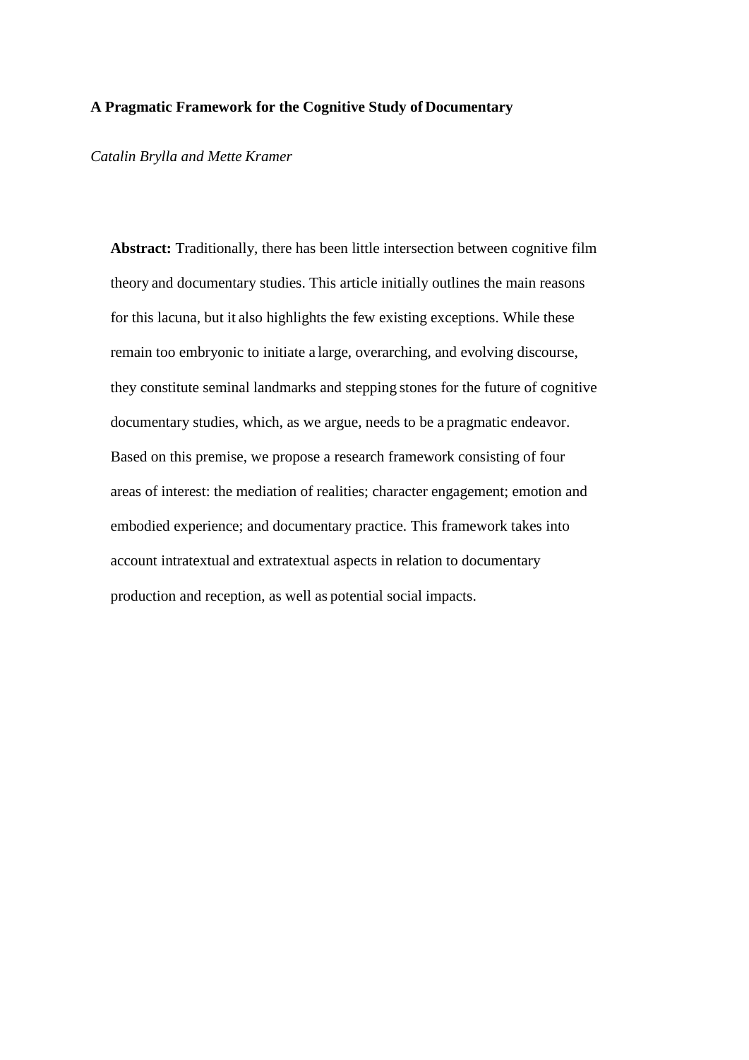# A Pragmatic Framework for the Cognitive Study of Documentary

*Catalin Brylla and Mette Kramer*

**Abstract:** Traditionally, there has been little intersection between cognitive film theory and documentary studies. This article initially outlines the main reasons for this lacuna, but it also highlights the few existing exceptions. While these remain too embryonic to initiate a large, overarching, and evolving discourse, they constitute seminal landmarks and stepping stones for the future of cognitive documentary studies, which, as we argue, needs to be a pragmatic endeavor. Based on this premise, we propose a research framework consisting of four areas of interest: the mediation of realities; character engagement; emotion and embodied experience; and documentary practice. This framework takes into account intratextual and extratextual aspects in relation to documentary production and reception, as well as potential social impacts.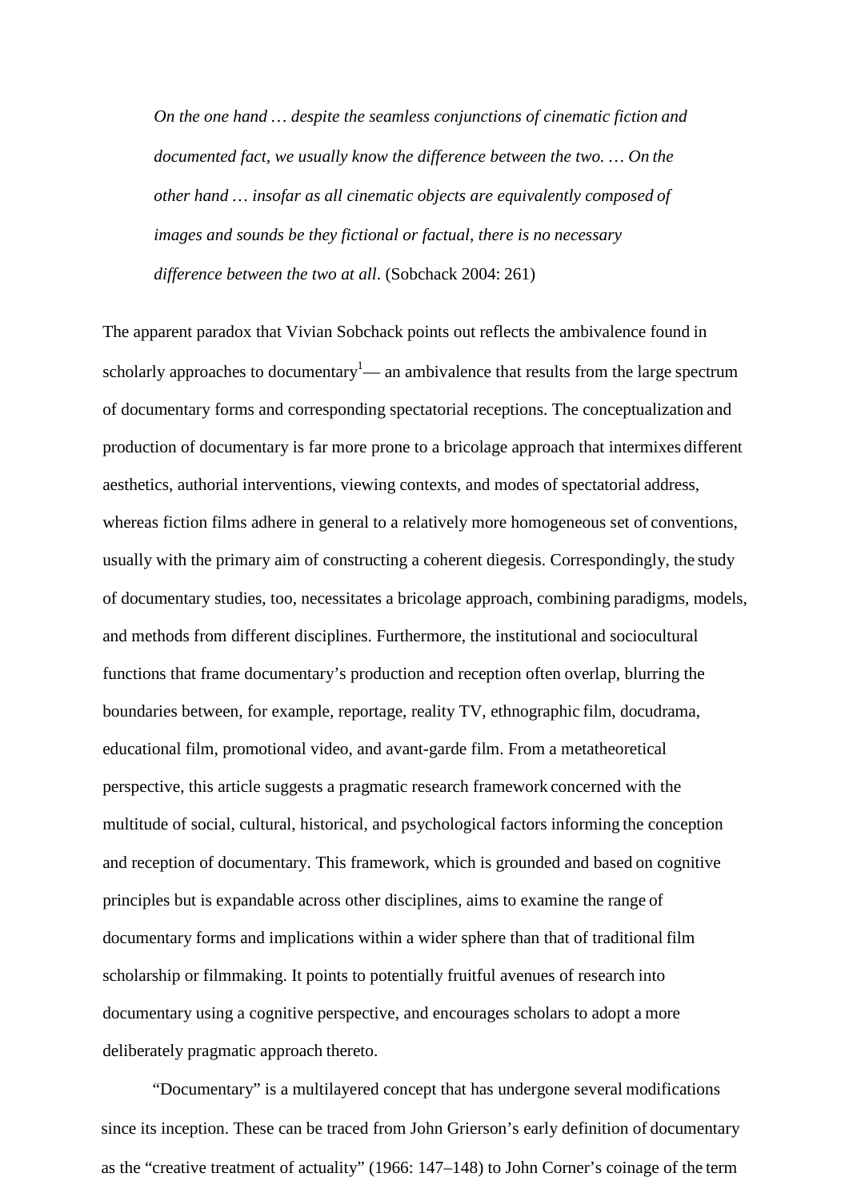> *On the one hand … despite the seamless conjunctions of cinematic fiction and documented fact, we usually know the difference between the two. … On the other hand … insofar as all cinematic objects are equivalently composed of images and sounds be they fictional or factual, there is no necessary difference between the two at all*. (Sobchack 2004: 261)

The apparent paradox that Vivian Sobchack points out reflects the ambivalence found in scholarly approaches to documentary[1]— an ambivalence that results from the large spectrum of documentary forms and corresponding spectatorial receptions. The conceptualization and production of documentary is far more prone to a bricolage approach that intermixes different aesthetics, authorial interventions, viewing contexts, and modes of spectatorial address, whereas fiction films adhere in general to a relatively more homogeneous set of conventions, usually with the primary aim of constructing a coherent diegesis. Correspondingly, the study of documentary studies, too, necessitates a bricolage approach, combining paradigms, models, and methods from different disciplines. Furthermore, the institutional and sociocultural functions that frame documentary's production and reception often overlap, blurring the boundaries between, for example, reportage, reality TV, ethnographic film, docudrama, educational film, promotional video, and avant-garde film. From a metatheoretical perspective, this article suggests a pragmatic research framework concerned with the multitude of social, cultural, historical, and psychological factors informing the conception and reception of documentary. This framework, which is grounded and based on cognitive principles but is expandable across other disciplines, aims to examine the range of documentary forms and implications within a wider sphere than that of traditional film scholarship or filmmaking. It points to potentially fruitful avenues of research into documentary using a cognitive perspective, and encourages scholars to adopt a more deliberately pragmatic approach thereto.

"Documentary" is a multilayered concept that has undergone several modifications since its inception. These can be traced from John Grierson's early definition of documentary as the "creative treatment of actuality" (1966: 147–148) to John Corner's coinage of the term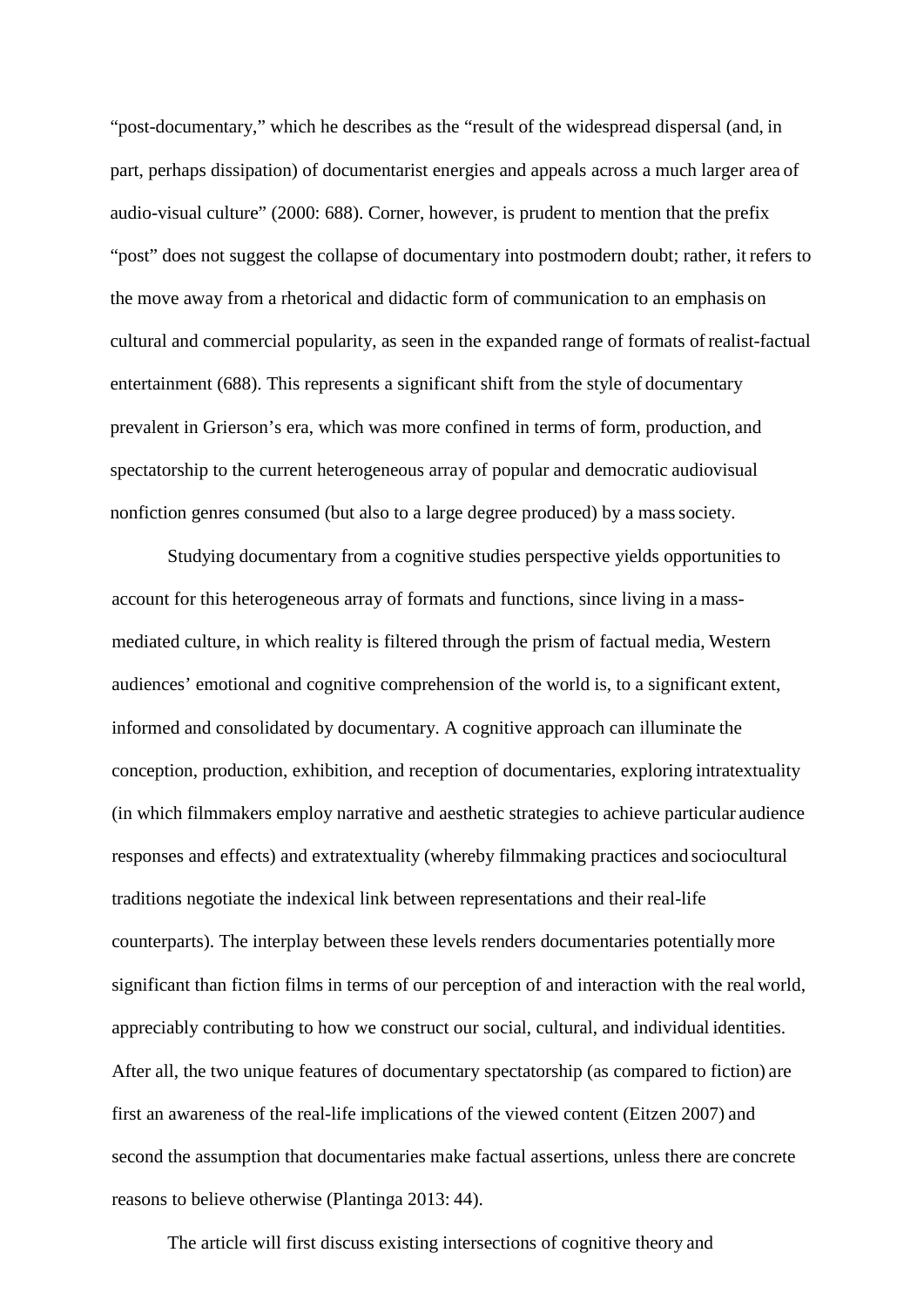"post-documentary," which he describes as the "result of the widespread dispersal (and, in part, perhaps dissipation) of documentarist energies and appeals across a much larger area of audio-visual culture" (2000: 688). Corner, however, is prudent to mention that the prefix "post" does not suggest the collapse of documentary into postmodern doubt; rather, it refers to the move away from a rhetorical and didactic form of communication to an emphasis on cultural and commercial popularity, as seen in the expanded range of formats of realist-factual entertainment (688). This represents a significant shift from the style of documentary prevalent in Grierson's era, which was more confined in terms of form, production, and spectatorship to the current heterogeneous array of popular and democratic audiovisual nonfiction genres consumed (but also to a large degree produced) by a mass society.

Studying documentary from a cognitive studies perspective yields opportunities to account for this heterogeneous array of formats and functions, since living in a mass-mediated culture, in which reality is filtered through the prism of factual media, Western audiences' emotional and cognitive comprehension of the world is, to a significant extent, informed and consolidated by documentary. A cognitive approach can illuminate the conception, production, exhibition, and reception of documentaries, exploring intratextuality (in which filmmakers employ narrative and aesthetic strategies to achieve particular audience responses and effects) and extratextuality (whereby filmmaking practices and sociocultural traditions negotiate the indexical link between representations and their real-life counterparts). The interplay between these levels renders documentaries potentially more significant than fiction films in terms of our perception of and interaction with the real world, appreciably contributing to how we construct our social, cultural, and individual identities. After all, the two unique features of documentary spectatorship (as compared to fiction) are first an awareness of the real-life implications of the viewed content (Eitzen 2007) and second the assumption that documentaries make factual assertions, unless there are concrete reasons to believe otherwise (Plantinga 2013: 44).

The article will first discuss existing intersections of cognitive theory and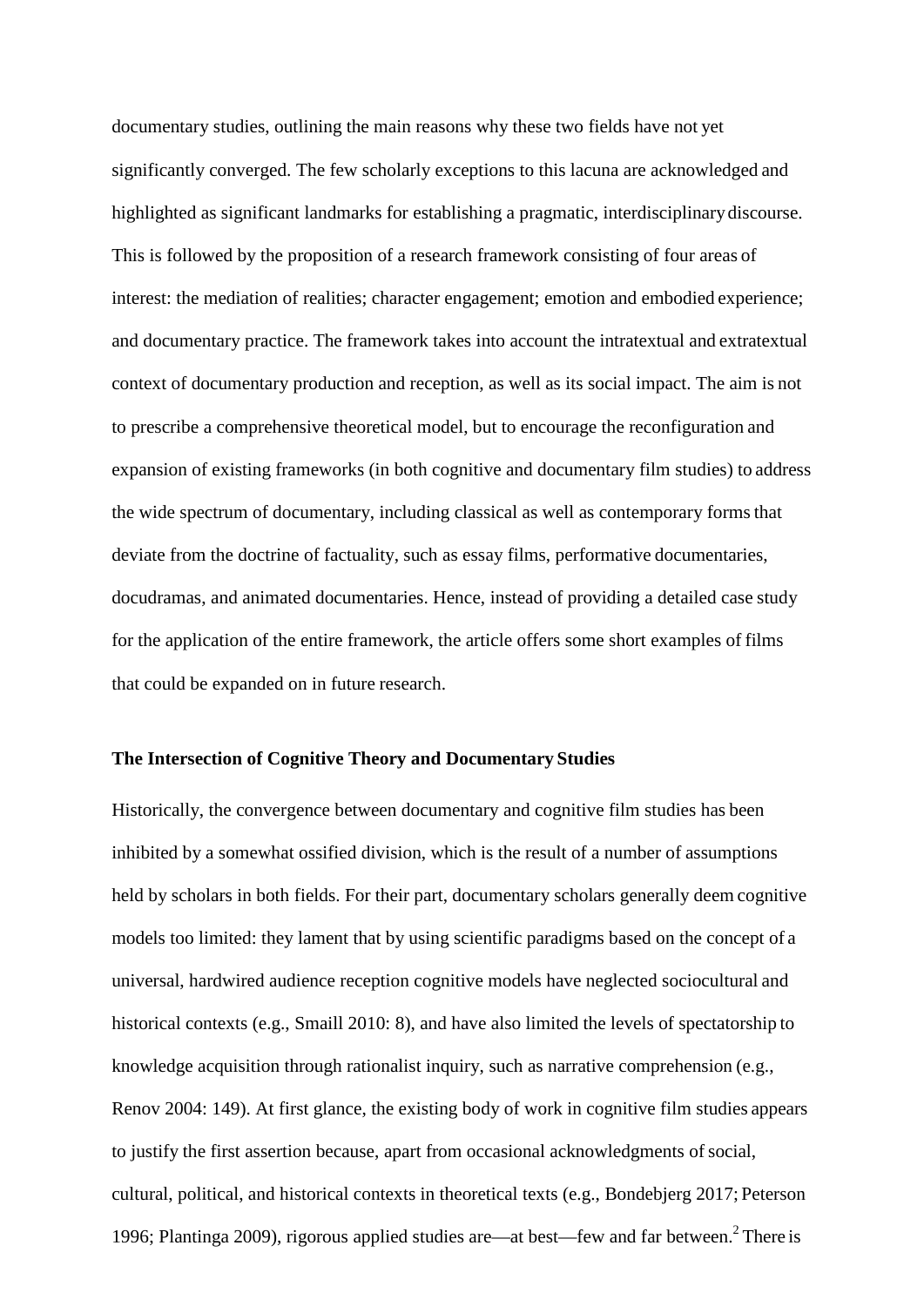documentary studies, outlining the main reasons why these two fields have not yet significantly converged. The few scholarly exceptions to this lacuna are acknowledged and highlighted as significant landmarks for establishing a pragmatic, interdisciplinary discourse. This is followed by the proposition of a research framework consisting of four areas of interest: the mediation of realities; character engagement; emotion and embodied experience; and documentary practice. The framework takes into account the intratextual and extratextual context of documentary production and reception, as well as its social impact. The aim is not to prescribe a comprehensive theoretical model, but to encourage the reconfiguration and expansion of existing frameworks (in both cognitive and documentary film studies) to address the wide spectrum of documentary, including classical as well as contemporary forms that deviate from the doctrine of factuality, such as essay films, performative documentaries, docudramas, and animated documentaries. Hence, instead of providing a detailed case study for the application of the entire framework, the article offers some short examples of films that could be expanded on in future research.

## The Intersection of Cognitive Theory and Documentary Studies

Historically, the convergence between documentary and cognitive film studies has been inhibited by a somewhat ossified division, which is the result of a number of assumptions held by scholars in both fields. For their part, documentary scholars generally deem cognitive models too limited: they lament that by using scientific paradigms based on the concept of a universal, hardwired audience reception cognitive models have neglected sociocultural and historical contexts (e.g., Smaill 2010: 8), and have also limited the levels of spectatorship to knowledge acquisition through rationalist inquiry, such as narrative comprehension (e.g., Renov 2004: 149). At first glance, the existing body of work in cognitive film studies appears to justify the first assertion because, apart from occasional acknowledgments of social, cultural, political, and historical contexts in theoretical texts (e.g., Bondebjerg 2017; Peterson 1996; Plantinga 2009), rigorous applied studies are—at best—few and far between.[2] There is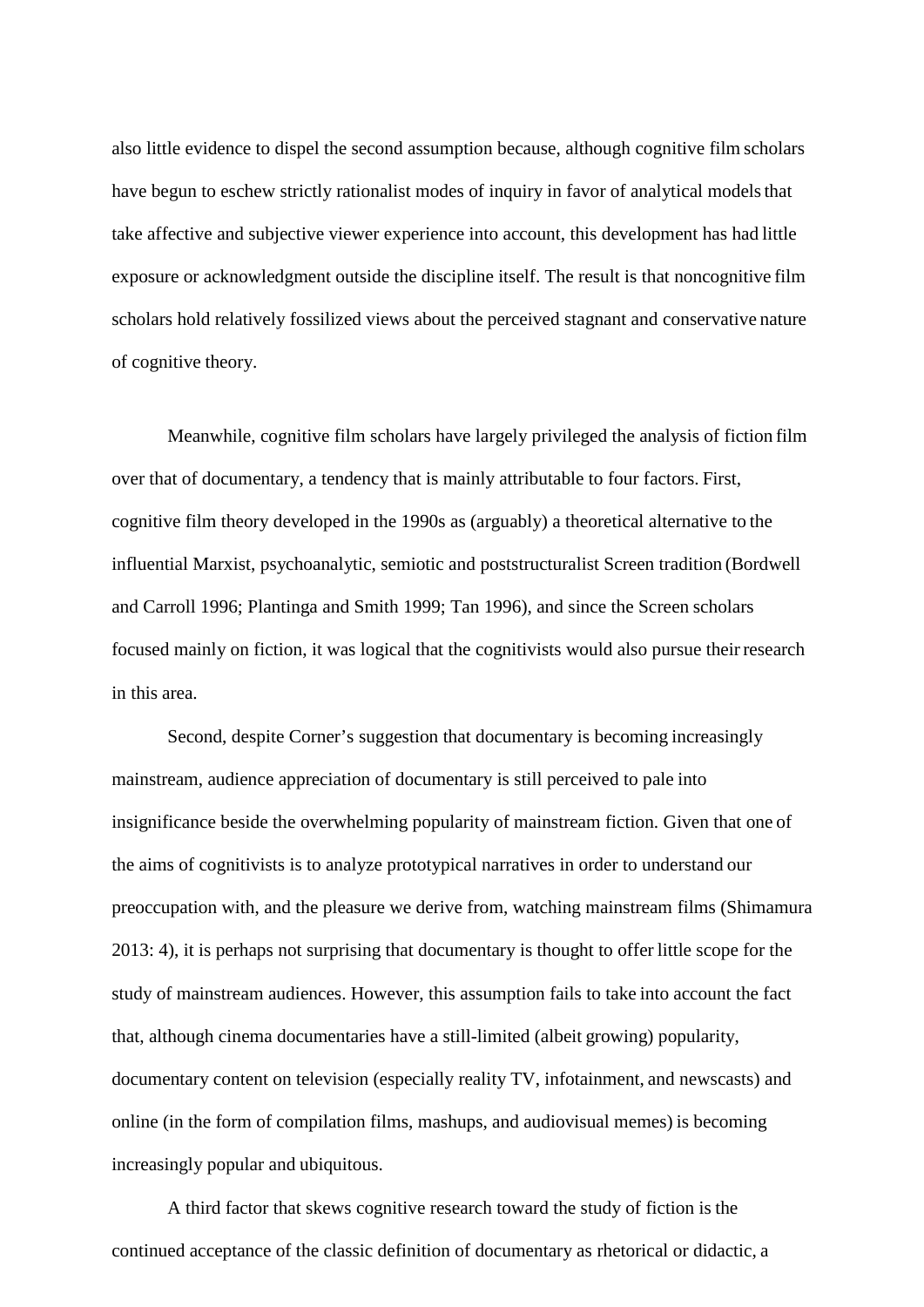also little evidence to dispel the second assumption because, although cognitive film scholars have begun to eschew strictly rationalist modes of inquiry in favor of analytical models that take affective and subjective viewer experience into account, this development has had little exposure or acknowledgment outside the discipline itself. The result is that noncognitive film scholars hold relatively fossilized views about the perceived stagnant and conservative nature of cognitive theory.

Meanwhile, cognitive film scholars have largely privileged the analysis of fiction film over that of documentary, a tendency that is mainly attributable to four factors. First, cognitive film theory developed in the 1990s as (arguably) a theoretical alternative to the influential Marxist, psychoanalytic, semiotic and poststructuralist Screen tradition (Bordwell and Carroll 1996; Plantinga and Smith 1999; Tan 1996), and since the Screen scholars focused mainly on fiction, it was logical that the cognitivists would also pursue their research in this area.

Second, despite Corner's suggestion that documentary is becoming increasingly mainstream, audience appreciation of documentary is still perceived to pale into insignificance beside the overwhelming popularity of mainstream fiction. Given that one of the aims of cognitivists is to analyze prototypical narratives in order to understand our preoccupation with, and the pleasure we derive from, watching mainstream films (Shimamura 2013: 4), it is perhaps not surprising that documentary is thought to offer little scope for the study of mainstream audiences. However, this assumption fails to take into account the fact that, although cinema documentaries have a still-limited (albeit growing) popularity, documentary content on television (especially reality TV, infotainment, and newscasts) and online (in the form of compilation films, mashups, and audiovisual memes) is becoming increasingly popular and ubiquitous.

A third factor that skews cognitive research toward the study of fiction is the continued acceptance of the classic definition of documentary as rhetorical or didactic, a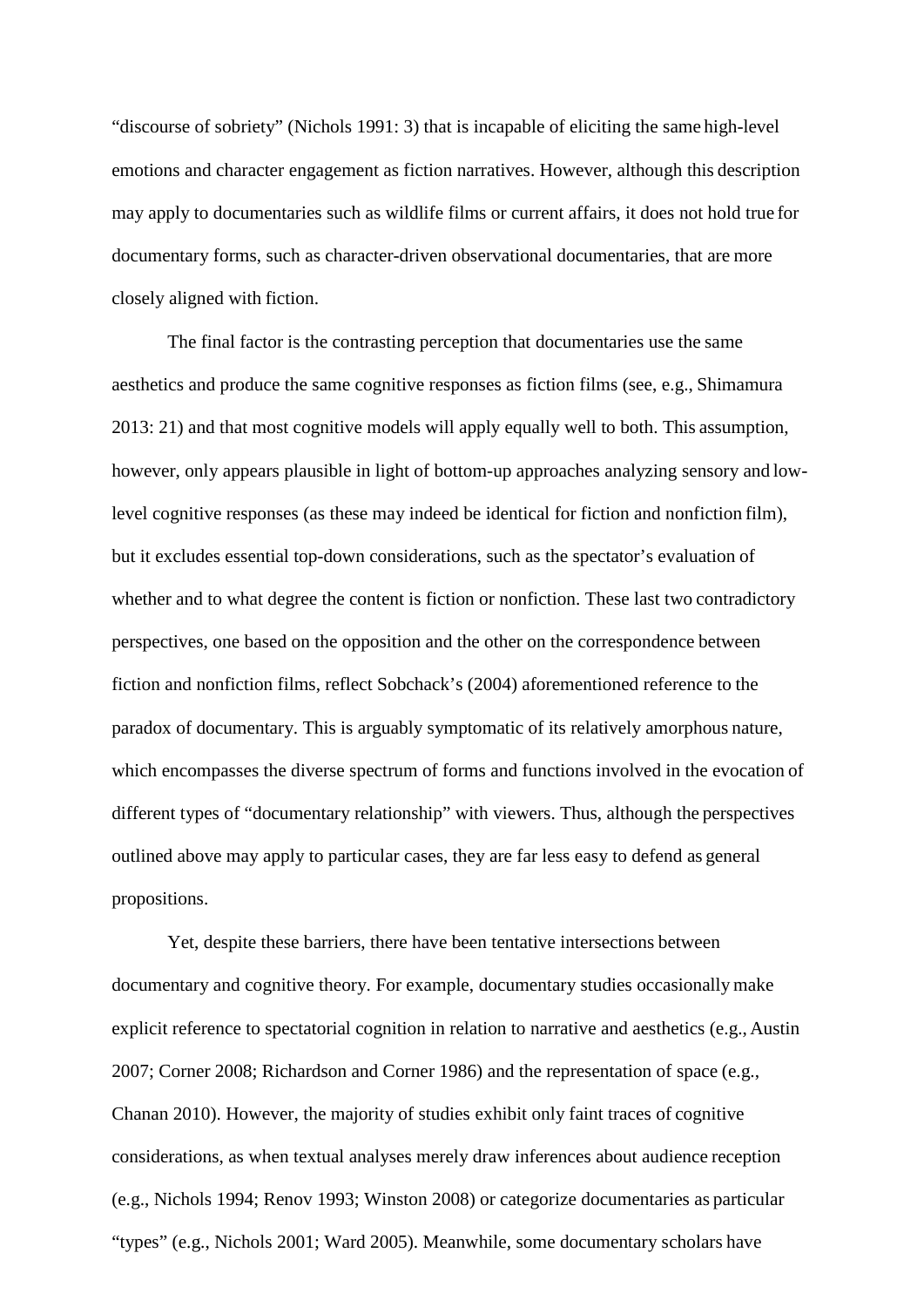"discourse of sobriety" (Nichols 1991: 3) that is incapable of eliciting the same high-level emotions and character engagement as fiction narratives. However, although this description may apply to documentaries such as wildlife films or current affairs, it does not hold true for documentary forms, such as character-driven observational documentaries, that are more closely aligned with fiction.

The final factor is the contrasting perception that documentaries use the same aesthetics and produce the same cognitive responses as fiction films (see, e.g., Shimamura 2013: 21) and that most cognitive models will apply equally well to both. This assumption, however, only appears plausible in light of bottom-up approaches analyzing sensory and low-level cognitive responses (as these may indeed be identical for fiction and nonfiction film), but it excludes essential top-down considerations, such as the spectator's evaluation of whether and to what degree the content is fiction or nonfiction. These last two contradictory perspectives, one based on the opposition and the other on the correspondence between fiction and nonfiction films, reflect Sobchack's (2004) aforementioned reference to the paradox of documentary. This is arguably symptomatic of its relatively amorphous nature, which encompasses the diverse spectrum of forms and functions involved in the evocation of different types of "documentary relationship" with viewers. Thus, although the perspectives outlined above may apply to particular cases, they are far less easy to defend as general propositions.

Yet, despite these barriers, there have been tentative intersections between documentary and cognitive theory. For example, documentary studies occasionally make explicit reference to spectatorial cognition in relation to narrative and aesthetics (e.g., Austin 2007; Corner 2008; Richardson and Corner 1986) and the representation of space (e.g., Chanan 2010). However, the majority of studies exhibit only faint traces of cognitive considerations, as when textual analyses merely draw inferences about audience reception (e.g., Nichols 1994; Renov 1993; Winston 2008) or categorize documentaries as particular "types" (e.g., Nichols 2001; Ward 2005). Meanwhile, some documentary scholars have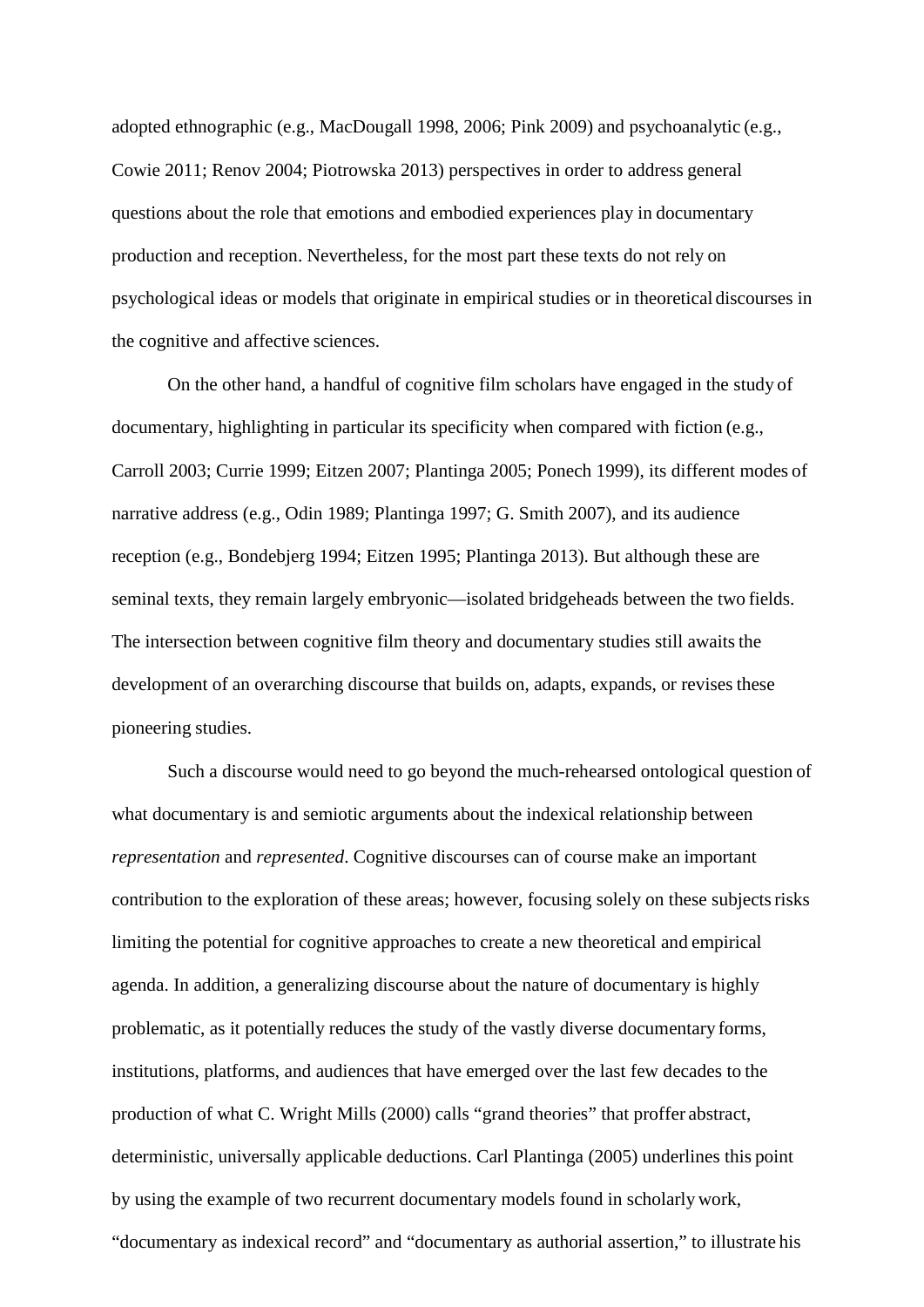adopted ethnographic (e.g., MacDougall 1998, 2006; Pink 2009) and psychoanalytic (e.g., Cowie 2011; Renov 2004; Piotrowska 2013) perspectives in order to address general questions about the role that emotions and embodied experiences play in documentary production and reception. Nevertheless, for the most part these texts do not rely on psychological ideas or models that originate in empirical studies or in theoretical discourses in the cognitive and affective sciences.

On the other hand, a handful of cognitive film scholars have engaged in the study of documentary, highlighting in particular its specificity when compared with fiction (e.g., Carroll 2003; Currie 1999; Eitzen 2007; Plantinga 2005; Ponech 1999), its different modes of narrative address (e.g., Odin 1989; Plantinga 1997; G. Smith 2007), and its audience reception (e.g., Bondebjerg 1994; Eitzen 1995; Plantinga 2013). But although these are seminal texts, they remain largely embryonic—isolated bridgeheads between the two fields. The intersection between cognitive film theory and documentary studies still awaits the development of an overarching discourse that builds on, adapts, expands, or revises these pioneering studies.

Such a discourse would need to go beyond the much-rehearsed ontological question of what documentary is and semiotic arguments about the indexical relationship between *representation* and *represented*. Cognitive discourses can of course make an important contribution to the exploration of these areas; however, focusing solely on these subjects risks limiting the potential for cognitive approaches to create a new theoretical and empirical agenda. In addition, a generalizing discourse about the nature of documentary is highly problematic, as it potentially reduces the study of the vastly diverse documentary forms, institutions, platforms, and audiences that have emerged over the last few decades to the production of what C. Wright Mills (2000) calls "grand theories" that proffer abstract, deterministic, universally applicable deductions. Carl Plantinga (2005) underlines this point by using the example of two recurrent documentary models found in scholarly work, "documentary as indexical record" and "documentary as authorial assertion," to illustrate his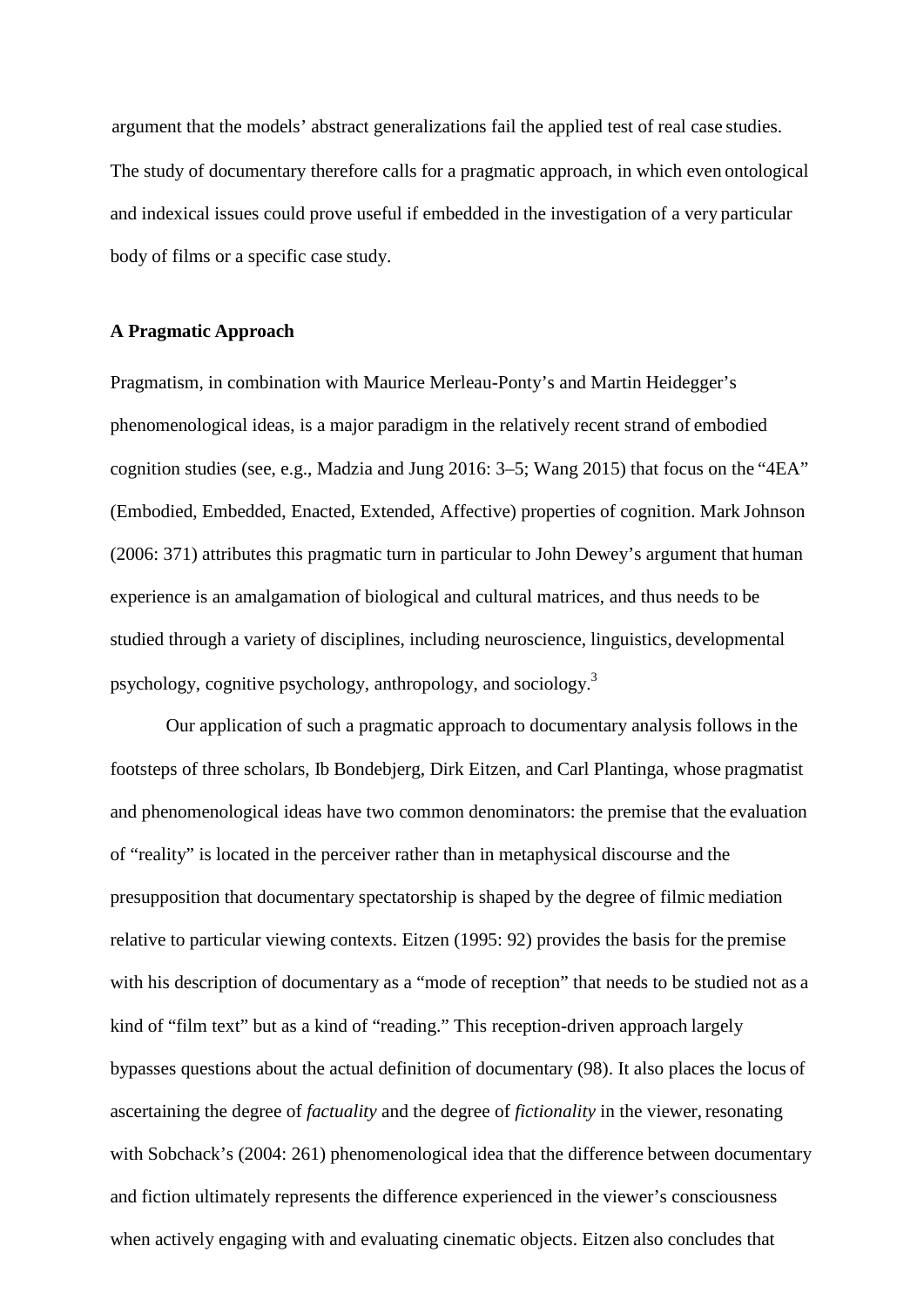argument that the models' abstract generalizations fail the applied test of real case studies. The study of documentary therefore calls for a pragmatic approach, in which even ontological and indexical issues could prove useful if embedded in the investigation of a very particular body of films or a specific case study.

### A Pragmatic Approach

Pragmatism, in combination with Maurice Merleau-Ponty's and Martin Heidegger's phenomenological ideas, is a major paradigm in the relatively recent strand of embodied cognition studies (see, e.g., Madzia and Jung 2016: 3–5; Wang 2015) that focus on the "4EA" (Embodied, Embedded, Enacted, Extended, Affective) properties of cognition. Mark Johnson (2006: 371) attributes this pragmatic turn in particular to John Dewey's argument that human experience is an amalgamation of biological and cultural matrices, and thus needs to be studied through a variety of disciplines, including neuroscience, linguistics, developmental psychology, cognitive psychology, anthropology, and sociology.[3]

Our application of such a pragmatic approach to documentary analysis follows in the footsteps of three scholars, Ib Bondebjerg, Dirk Eitzen, and Carl Plantinga, whose pragmatist and phenomenological ideas have two common denominators: the premise that the evaluation of "reality" is located in the perceiver rather than in metaphysical discourse and the presupposition that documentary spectatorship is shaped by the degree of filmic mediation relative to particular viewing contexts. Eitzen (1995: 92) provides the basis for the premise with his description of documentary as a "mode of reception" that needs to be studied not as a kind of "film text" but as a kind of "reading." This reception-driven approach largely bypasses questions about the actual definition of documentary (98). It also places the locus of ascertaining the degree of *factuality* and the degree of *fictionality* in the viewer, resonating with Sobchack's (2004: 261) phenomenological idea that the difference between documentary and fiction ultimately represents the difference experienced in the viewer's consciousness when actively engaging with and evaluating cinematic objects. Eitzen also concludes that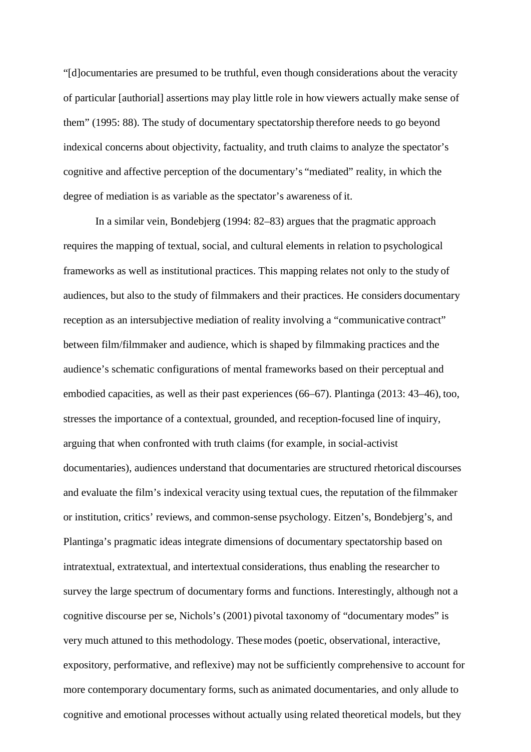"[d]ocumentaries are presumed to be truthful, even though considerations about the veracity of particular [authorial] assertions may play little role in how viewers actually make sense of them" (1995: 88). The study of documentary spectatorship therefore needs to go beyond indexical concerns about objectivity, factuality, and truth claims to analyze the spectator's cognitive and affective perception of the documentary's "mediated" reality, in which the degree of mediation is as variable as the spectator's awareness of it.

In a similar vein, Bondebjerg (1994: 82–83) argues that the pragmatic approach requires the mapping of textual, social, and cultural elements in relation to psychological frameworks as well as institutional practices. This mapping relates not only to the study of audiences, but also to the study of filmmakers and their practices. He considers documentary reception as an intersubjective mediation of reality involving a "communicative contract" between film/filmmaker and audience, which is shaped by filmmaking practices and the audience's schematic configurations of mental frameworks based on their perceptual and embodied capacities, as well as their past experiences (66–67). Plantinga (2013: 43–46), too, stresses the importance of a contextual, grounded, and reception-focused line of inquiry, arguing that when confronted with truth claims (for example, in social-activist documentaries), audiences understand that documentaries are structured rhetorical discourses and evaluate the film's indexical veracity using textual cues, the reputation of the filmmaker or institution, critics' reviews, and common-sense psychology. Eitzen's, Bondebjerg's, and Plantinga's pragmatic ideas integrate dimensions of documentary spectatorship based on intratextual, extratextual, and intertextual considerations, thus enabling the researcher to survey the large spectrum of documentary forms and functions. Interestingly, although not a cognitive discourse per se, Nichols's (2001) pivotal taxonomy of "documentary modes" is very much attuned to this methodology. These modes (poetic, observational, interactive, expository, performative, and reflexive) may not be sufficiently comprehensive to account for more contemporary documentary forms, such as animated documentaries, and only allude to cognitive and emotional processes without actually using related theoretical models, but they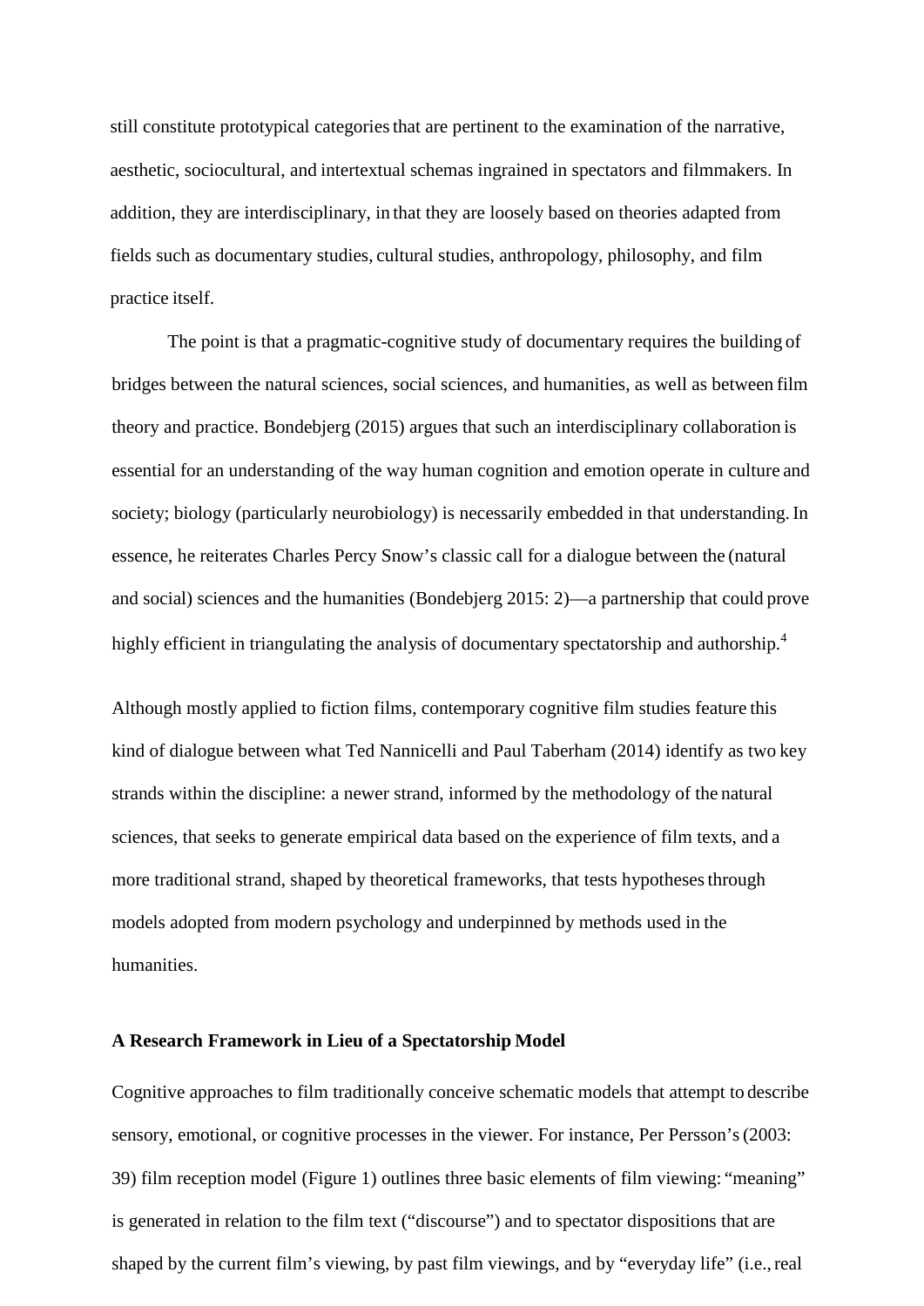still constitute prototypical categories that are pertinent to the examination of the narrative, aesthetic, sociocultural, and intertextual schemas ingrained in spectators and filmmakers. In addition, they are interdisciplinary, in that they are loosely based on theories adapted from fields such as documentary studies, cultural studies, anthropology, philosophy, and film practice itself.

The point is that a pragmatic-cognitive study of documentary requires the building of bridges between the natural sciences, social sciences, and humanities, as well as between film theory and practice. Bondebjerg (2015) argues that such an interdisciplinary collaboration is essential for an understanding of the way human cognition and emotion operate in culture and society; biology (particularly neurobiology) is necessarily embedded in that understanding. In essence, he reiterates Charles Percy Snow's classic call for a dialogue between the (natural and social) sciences and the humanities (Bondebjerg 2015: 2)—a partnership that could prove highly efficient in triangulating the analysis of documentary spectatorship and authorship.[4]

Although mostly applied to fiction films, contemporary cognitive film studies feature this kind of dialogue between what Ted Nannicelli and Paul Taberham (2014) identify as two key strands within the discipline: a newer strand, informed by the methodology of the natural sciences, that seeks to generate empirical data based on the experience of film texts, and a more traditional strand, shaped by theoretical frameworks, that tests hypotheses through models adopted from modern psychology and underpinned by methods used in the humanities.

## A Research Framework in Lieu of a Spectatorship Model

Cognitive approaches to film traditionally conceive schematic models that attempt to describe sensory, emotional, or cognitive processes in the viewer. For instance, Per Persson's (2003: 39) film reception model (Figure 1) outlines three basic elements of film viewing: "meaning" is generated in relation to the film text ("discourse") and to spectator dispositions that are shaped by the current film's viewing, by past film viewings, and by "everyday life" (i.e., real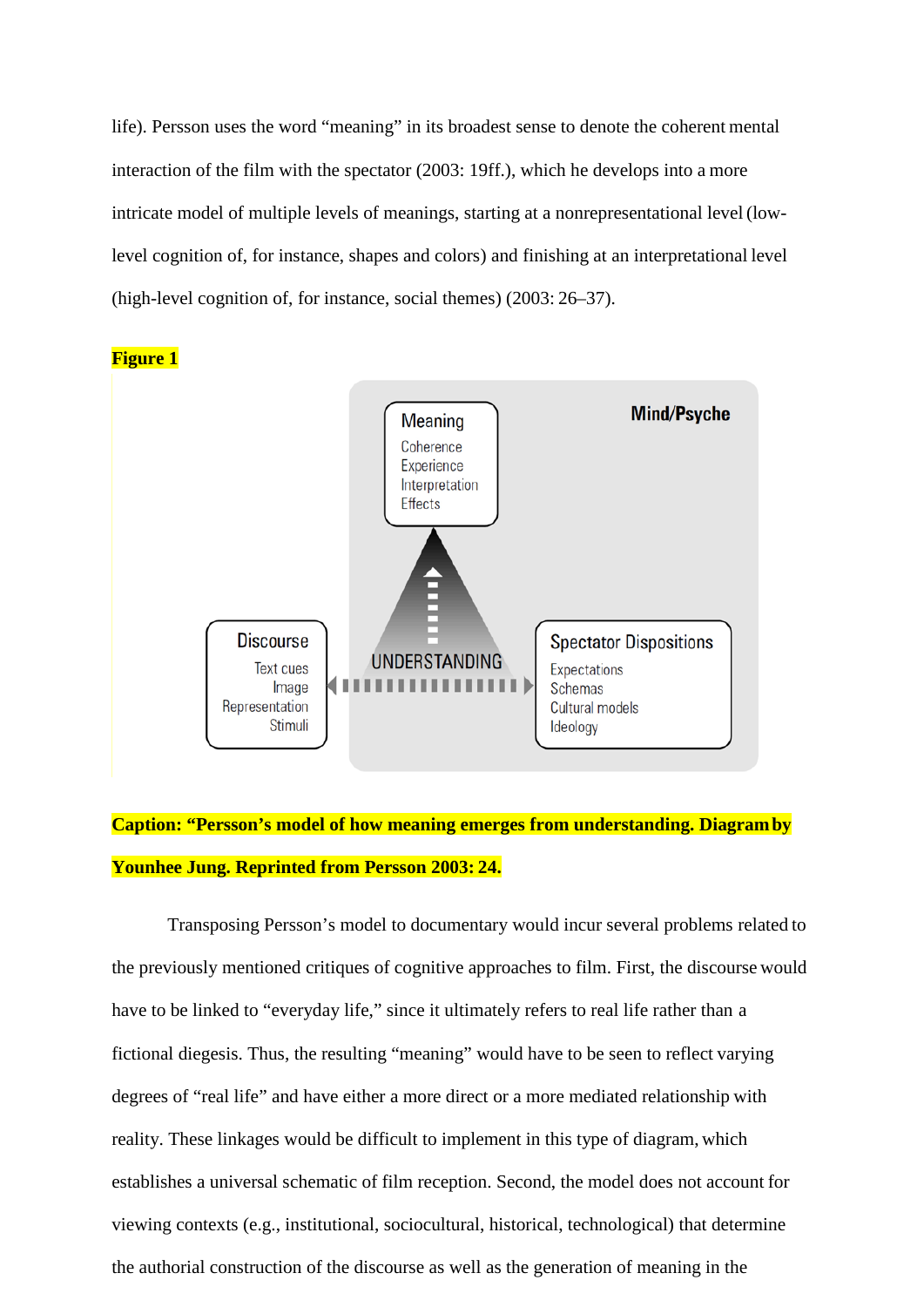life). Persson uses the word “meaning” in its broadest sense to denote the coherent mental interaction of the film with the spectator (2003: 19ff.), which he develops into a more intricate model of multiple levels of meanings, starting at a nonrepresentational level (low-level cognition of, for instance, shapes and colors) and finishing at an interpretational level (high-level cognition of, for instance, social themes) (2003: 26–37).

**Figure 1**

**Caption: “Persson’s model of how meaning emerges from understanding. Diagram by Younhee Jung. Reprinted from Persson 2003: 24.**

Transposing Persson’s model to documentary would incur several problems related to the previously mentioned critiques of cognitive approaches to film. First, the discourse would have to be linked to “everyday life,” since it ultimately refers to real life rather than a fictional diegesis. Thus, the resulting “meaning” would have to be seen to reflect varying degrees of “real life” and have either a more direct or a more mediated relationship with reality. These linkages would be difficult to implement in this type of diagram, which establishes a universal schematic of film reception. Second, the model does not account for viewing contexts (e.g., institutional, sociocultural, historical, technological) that determine the authorial construction of the discourse as well as the generation of meaning in the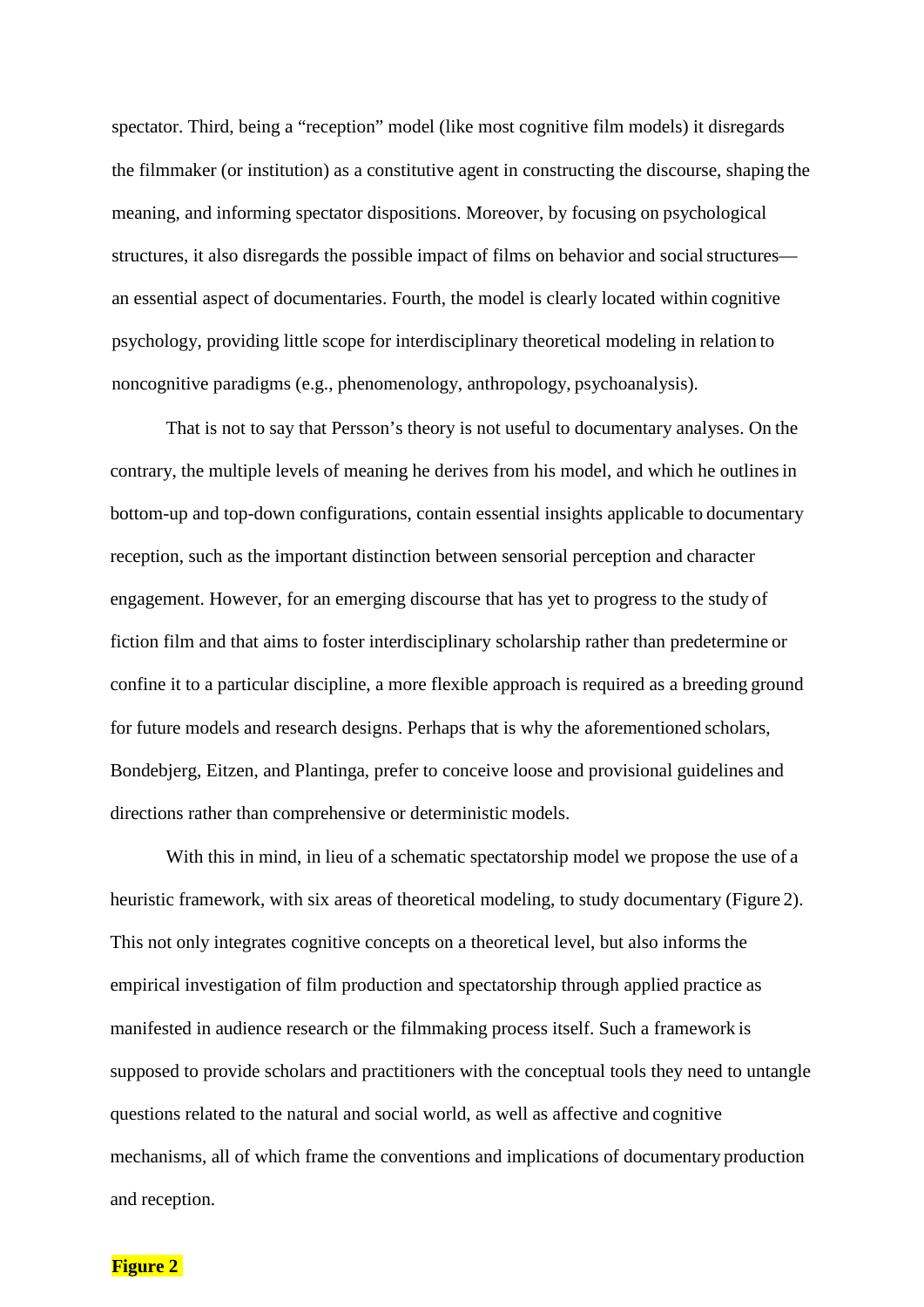spectator. Third, being a "reception" model (like most cognitive film models) it disregards the filmmaker (or institution) as a constitutive agent in constructing the discourse, shaping the meaning, and informing spectator dispositions. Moreover, by focusing on psychological structures, it also disregards the possible impact of films on behavior and social structures—an essential aspect of documentaries. Fourth, the model is clearly located within cognitive psychology, providing little scope for interdisciplinary theoretical modeling in relation to noncognitive paradigms (e.g., phenomenology, anthropology, psychoanalysis).

That is not to say that Persson's theory is not useful to documentary analyses. On the contrary, the multiple levels of meaning he derives from his model, and which he outlines in bottom-up and top-down configurations, contain essential insights applicable to documentary reception, such as the important distinction between sensorial perception and character engagement. However, for an emerging discourse that has yet to progress to the study of fiction film and that aims to foster interdisciplinary scholarship rather than predetermine or confine it to a particular discipline, a more flexible approach is required as a breeding ground for future models and research designs. Perhaps that is why the aforementioned scholars, Bondebjerg, Eitzen, and Plantinga, prefer to conceive loose and provisional guidelines and directions rather than comprehensive or deterministic models.

With this in mind, in lieu of a schematic spectatorship model we propose the use of a heuristic framework, with six areas of theoretical modeling, to study documentary (Figure 2). This not only integrates cognitive concepts on a theoretical level, but also informs the empirical investigation of film production and spectatorship through applied practice as manifested in audience research or the filmmaking process itself. Such a framework is supposed to provide scholars and practitioners with the conceptual tools they need to untangle questions related to the natural and social world, as well as affective and cognitive mechanisms, all of which frame the conventions and implications of documentary production and reception.

**Figure 2**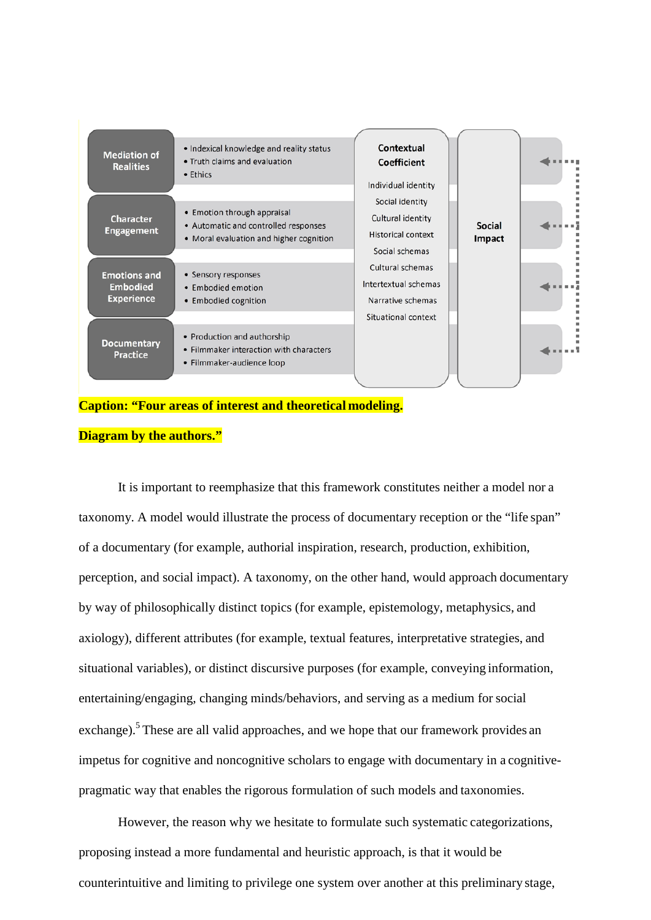| Area | Topics |
| --- | --- |
| Mediation of Realities | • Indexical knowledge and reality status<br>• Truth claims and evaluation<br>• Ethics |
| Character Engagement | • Emotion through appraisal<br>• Automatic and controlled responses<br>• Moral evaluation and higher cognition |
| Emotions and Embodied Experience | • Sensory responses<br>• Embodied emotion<br>• Embodied cognition |
| Documentary Practice | • Production and authorship<br>• Filmmaker interaction with characters<br>• Filmmaker-audience loop |

**Contextual Coefficient**: Individual identity, Social identity, Cultural identity, Historical context, Social schemas, Cultural schemas, Intertextual schemas, Narrative schemas, Situational context

**Social Impact**

**Caption: "Four areas of interest and theoretical modeling. Diagram by the authors."**

It is important to reemphasize that this framework constitutes neither a model nor a taxonomy. A model would illustrate the process of documentary reception or the "life span" of a documentary (for example, authorial inspiration, research, production, exhibition, perception, and social impact). A taxonomy, on the other hand, would approach documentary by way of philosophically distinct topics (for example, epistemology, metaphysics, and axiology), different attributes (for example, textual features, interpretative strategies, and situational variables), or distinct discursive purposes (for example, conveying information, entertaining/engaging, changing minds/behaviors, and serving as a medium for social exchange).[5] These are all valid approaches, and we hope that our framework provides an impetus for cognitive and noncognitive scholars to engage with documentary in a cognitive-pragmatic way that enables the rigorous formulation of such models and taxonomies.

However, the reason why we hesitate to formulate such systematic categorizations, proposing instead a more fundamental and heuristic approach, is that it would be counterintuitive and limiting to privilege one system over another at this preliminary stage,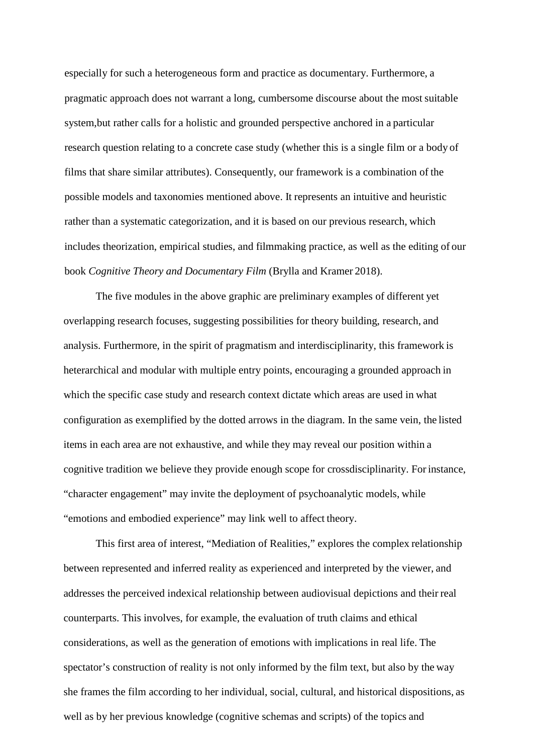especially for such a heterogeneous form and practice as documentary. Furthermore, a pragmatic approach does not warrant a long, cumbersome discourse about the most suitable system,but rather calls for a holistic and grounded perspective anchored in a particular research question relating to a concrete case study (whether this is a single film or a body of films that share similar attributes). Consequently, our framework is a combination of the possible models and taxonomies mentioned above. It represents an intuitive and heuristic rather than a systematic categorization, and it is based on our previous research, which includes theorization, empirical studies, and filmmaking practice, as well as the editing of our book *Cognitive Theory and Documentary Film* (Brylla and Kramer 2018).

The five modules in the above graphic are preliminary examples of different yet overlapping research focuses, suggesting possibilities for theory building, research, and analysis. Furthermore, in the spirit of pragmatism and interdisciplinarity, this framework is heterarchical and modular with multiple entry points, encouraging a grounded approach in which the specific case study and research context dictate which areas are used in what configuration as exemplified by the dotted arrows in the diagram. In the same vein, the listed items in each area are not exhaustive, and while they may reveal our position within a cognitive tradition we believe they provide enough scope for crossdisciplinarity. For instance, "character engagement" may invite the deployment of psychoanalytic models, while "emotions and embodied experience" may link well to affect theory.

This first area of interest, "Mediation of Realities," explores the complex relationship between represented and inferred reality as experienced and interpreted by the viewer, and addresses the perceived indexical relationship between audiovisual depictions and their real counterparts. This involves, for example, the evaluation of truth claims and ethical considerations, as well as the generation of emotions with implications in real life. The spectator's construction of reality is not only informed by the film text, but also by the way she frames the film according to her individual, social, cultural, and historical dispositions, as well as by her previous knowledge (cognitive schemas and scripts) of the topics and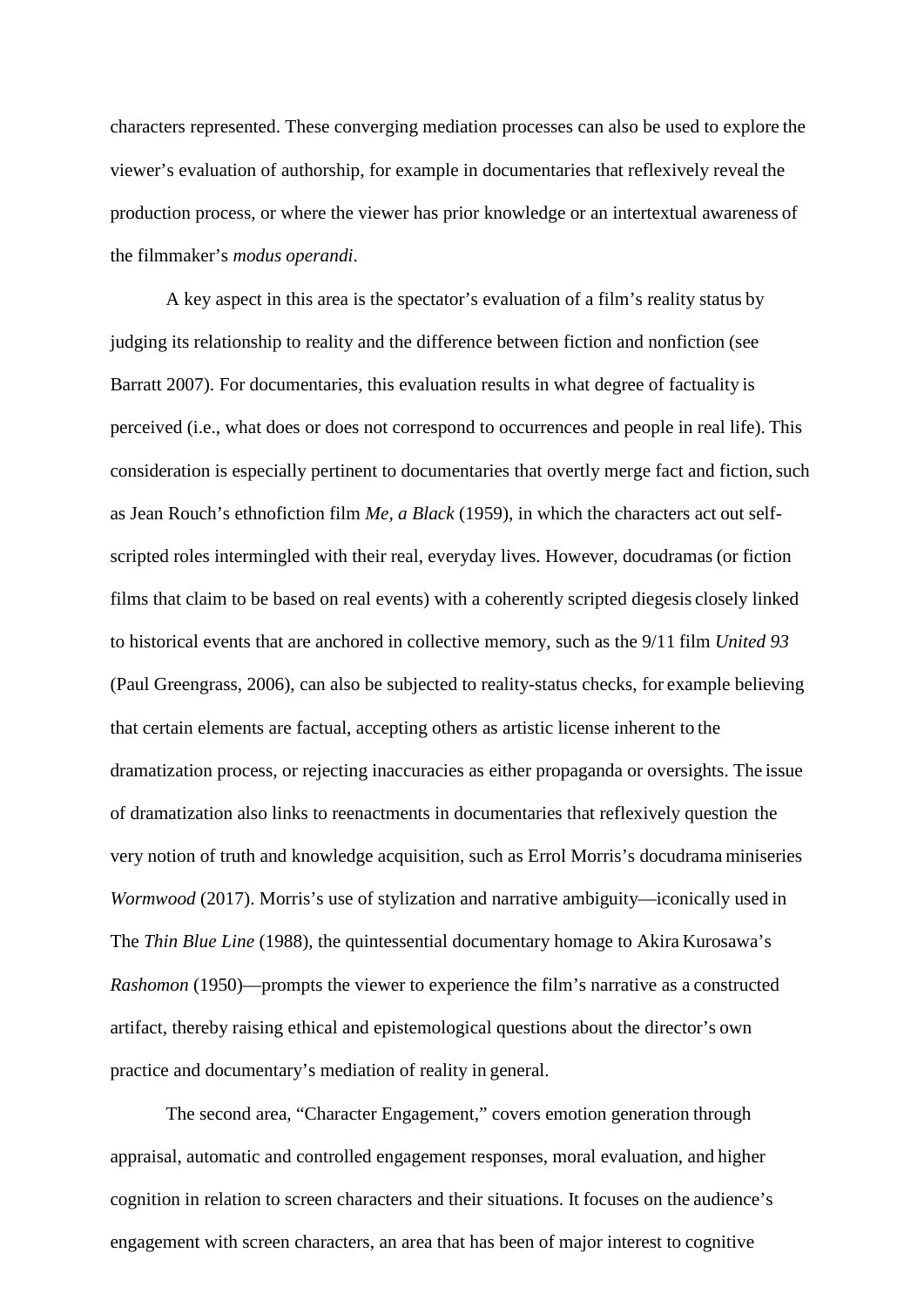characters represented. These converging mediation processes can also be used to explore the viewer's evaluation of authorship, for example in documentaries that reflexively reveal the production process, or where the viewer has prior knowledge or an intertextual awareness of the filmmaker's *modus operandi*.

A key aspect in this area is the spectator's evaluation of a film's reality status by judging its relationship to reality and the difference between fiction and nonfiction (see Barratt 2007). For documentaries, this evaluation results in what degree of factuality is perceived (i.e., what does or does not correspond to occurrences and people in real life). This consideration is especially pertinent to documentaries that overtly merge fact and fiction, such as Jean Rouch's ethnofiction film *Me, a Black* (1959), in which the characters act out self-scripted roles intermingled with their real, everyday lives. However, docudramas (or fiction films that claim to be based on real events) with a coherently scripted diegesis closely linked to historical events that are anchored in collective memory, such as the 9/11 film *United 93* (Paul Greengrass, 2006), can also be subjected to reality-status checks, for example believing that certain elements are factual, accepting others as artistic license inherent to the dramatization process, or rejecting inaccuracies as either propaganda or oversights. The issue of dramatization also links to reenactments in documentaries that reflexively question the very notion of truth and knowledge acquisition, such as Errol Morris's docudrama miniseries *Wormwood* (2017). Morris's use of stylization and narrative ambiguity—iconically used in The *Thin Blue Line* (1988), the quintessential documentary homage to Akira Kurosawa's *Rashomon* (1950)—prompts the viewer to experience the film's narrative as a constructed artifact, thereby raising ethical and epistemological questions about the director's own practice and documentary's mediation of reality in general.

The second area, "Character Engagement," covers emotion generation through appraisal, automatic and controlled engagement responses, moral evaluation, and higher cognition in relation to screen characters and their situations. It focuses on the audience's engagement with screen characters, an area that has been of major interest to cognitive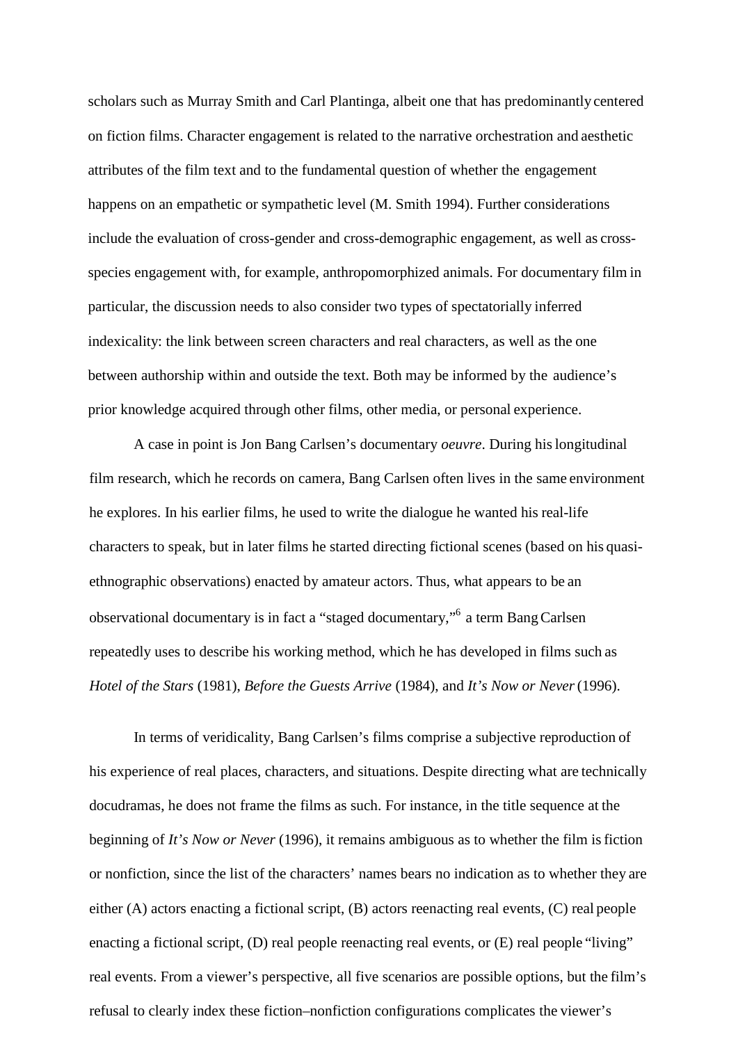scholars such as Murray Smith and Carl Plantinga, albeit one that has predominantly centered on fiction films. Character engagement is related to the narrative orchestration and aesthetic attributes of the film text and to the fundamental question of whether the engagement happens on an empathetic or sympathetic level (M. Smith 1994). Further considerations include the evaluation of cross-gender and cross-demographic engagement, as well as cross-species engagement with, for example, anthropomorphized animals. For documentary film in particular, the discussion needs to also consider two types of spectatorially inferred indexicality: the link between screen characters and real characters, as well as the one between authorship within and outside the text. Both may be informed by the audience's prior knowledge acquired through other films, other media, or personal experience.

A case in point is Jon Bang Carlsen's documentary *oeuvre*. During his longitudinal film research, which he records on camera, Bang Carlsen often lives in the same environment he explores. In his earlier films, he used to write the dialogue he wanted his real-life characters to speak, but in later films he started directing fictional scenes (based on his quasi-ethnographic observations) enacted by amateur actors. Thus, what appears to be an observational documentary is in fact a "staged documentary,"[6] a term Bang Carlsen repeatedly uses to describe his working method, which he has developed in films such as *Hotel of the Stars* (1981), *Before the Guests Arrive* (1984), and *It's Now or Never* (1996).

In terms of veridicality, Bang Carlsen's films comprise a subjective reproduction of his experience of real places, characters, and situations. Despite directing what are technically docudramas, he does not frame the films as such. For instance, in the title sequence at the beginning of *It's Now or Never* (1996), it remains ambiguous as to whether the film is fiction or nonfiction, since the list of the characters' names bears no indication as to whether they are either (A) actors enacting a fictional script, (B) actors reenacting real events, (C) real people enacting a fictional script, (D) real people reenacting real events, or (E) real people "living" real events. From a viewer's perspective, all five scenarios are possible options, but the film's refusal to clearly index these fiction–nonfiction configurations complicates the viewer's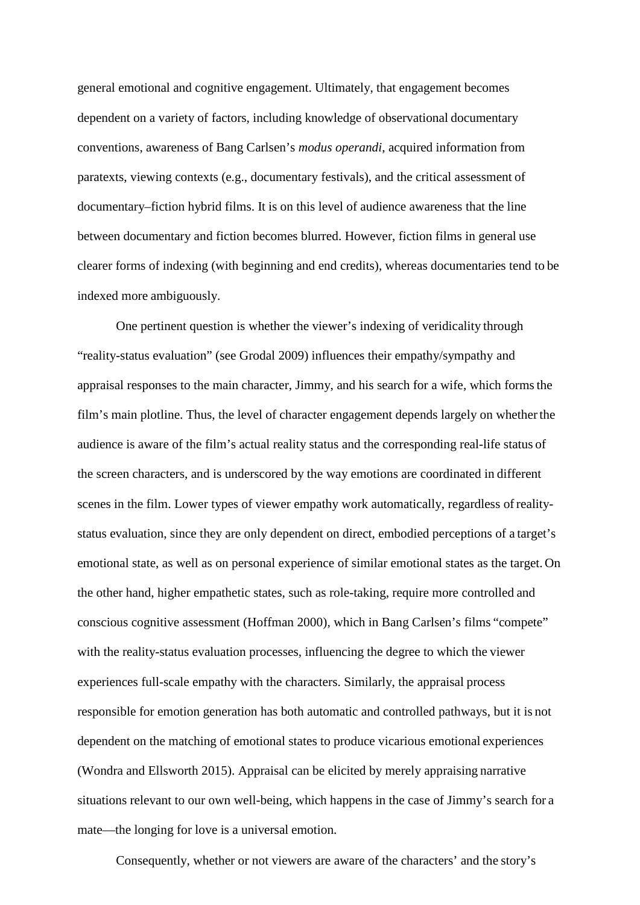general emotional and cognitive engagement. Ultimately, that engagement becomes dependent on a variety of factors, including knowledge of observational documentary conventions, awareness of Bang Carlsen's *modus operandi*, acquired information from paratexts, viewing contexts (e.g., documentary festivals), and the critical assessment of documentary–fiction hybrid films. It is on this level of audience awareness that the line between documentary and fiction becomes blurred. However, fiction films in general use clearer forms of indexing (with beginning and end credits), whereas documentaries tend to be indexed more ambiguously.

One pertinent question is whether the viewer's indexing of veridicality through "reality-status evaluation" (see Grodal 2009) influences their empathy/sympathy and appraisal responses to the main character, Jimmy, and his search for a wife, which forms the film's main plotline. Thus, the level of character engagement depends largely on whether the audience is aware of the film's actual reality status and the corresponding real-life status of the screen characters, and is underscored by the way emotions are coordinated in different scenes in the film. Lower types of viewer empathy work automatically, regardless of reality-status evaluation, since they are only dependent on direct, embodied perceptions of a target's emotional state, as well as on personal experience of similar emotional states as the target. On the other hand, higher empathetic states, such as role-taking, require more controlled and conscious cognitive assessment (Hoffman 2000), which in Bang Carlsen's films "compete" with the reality-status evaluation processes, influencing the degree to which the viewer experiences full-scale empathy with the characters. Similarly, the appraisal process responsible for emotion generation has both automatic and controlled pathways, but it is not dependent on the matching of emotional states to produce vicarious emotional experiences (Wondra and Ellsworth 2015). Appraisal can be elicited by merely appraising narrative situations relevant to our own well-being, which happens in the case of Jimmy's search for a mate—the longing for love is a universal emotion.

Consequently, whether or not viewers are aware of the characters' and the story's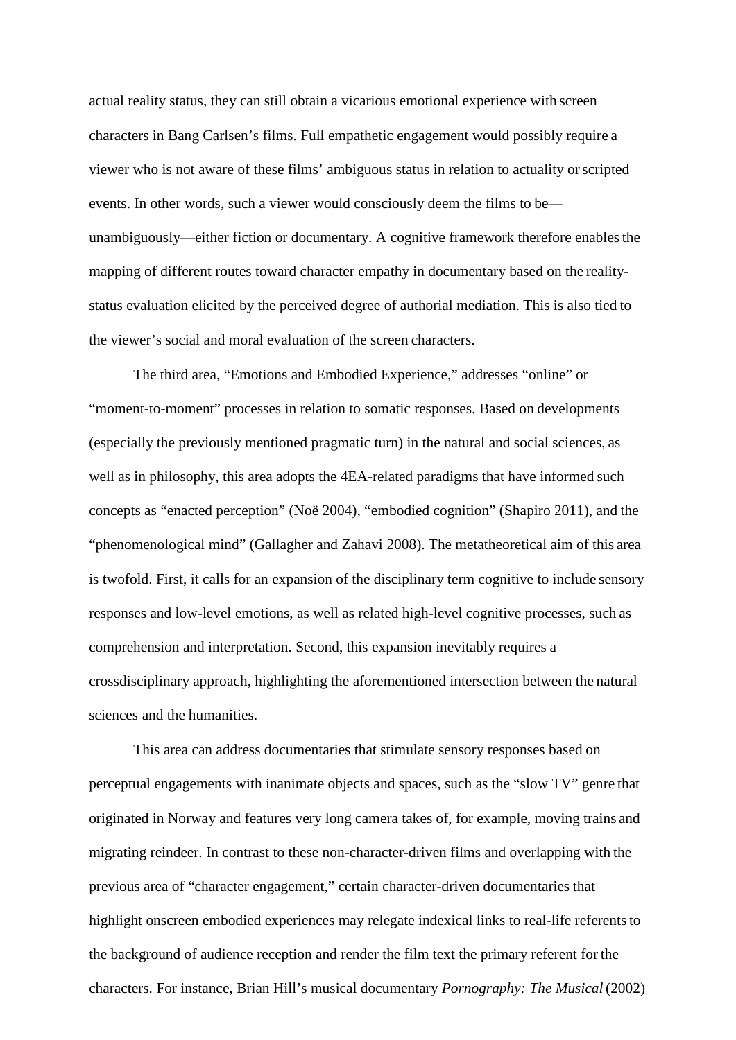actual reality status, they can still obtain a vicarious emotional experience with screen characters in Bang Carlsen's films. Full empathetic engagement would possibly require a viewer who is not aware of these films' ambiguous status in relation to actuality or scripted events. In other words, such a viewer would consciously deem the films to be—unambiguously—either fiction or documentary. A cognitive framework therefore enables the mapping of different routes toward character empathy in documentary based on the reality-status evaluation elicited by the perceived degree of authorial mediation. This is also tied to the viewer's social and moral evaluation of the screen characters.

The third area, "Emotions and Embodied Experience," addresses "online" or "moment-to-moment" processes in relation to somatic responses. Based on developments (especially the previously mentioned pragmatic turn) in the natural and social sciences, as well as in philosophy, this area adopts the 4EA-related paradigms that have informed such concepts as "enacted perception" (Noë 2004), "embodied cognition" (Shapiro 2011), and the "phenomenological mind" (Gallagher and Zahavi 2008). The metatheoretical aim of this area is twofold. First, it calls for an expansion of the disciplinary term cognitive to include sensory responses and low-level emotions, as well as related high-level cognitive processes, such as comprehension and interpretation. Second, this expansion inevitably requires a crossdisciplinary approach, highlighting the aforementioned intersection between the natural sciences and the humanities.

This area can address documentaries that stimulate sensory responses based on perceptual engagements with inanimate objects and spaces, such as the "slow TV" genre that originated in Norway and features very long camera takes of, for example, moving trains and migrating reindeer. In contrast to these non-character-driven films and overlapping with the previous area of "character engagement," certain character-driven documentaries that highlight onscreen embodied experiences may relegate indexical links to real-life referents to the background of audience reception and render the film text the primary referent for the characters. For instance, Brian Hill's musical documentary *Pornography: The Musical* (2002)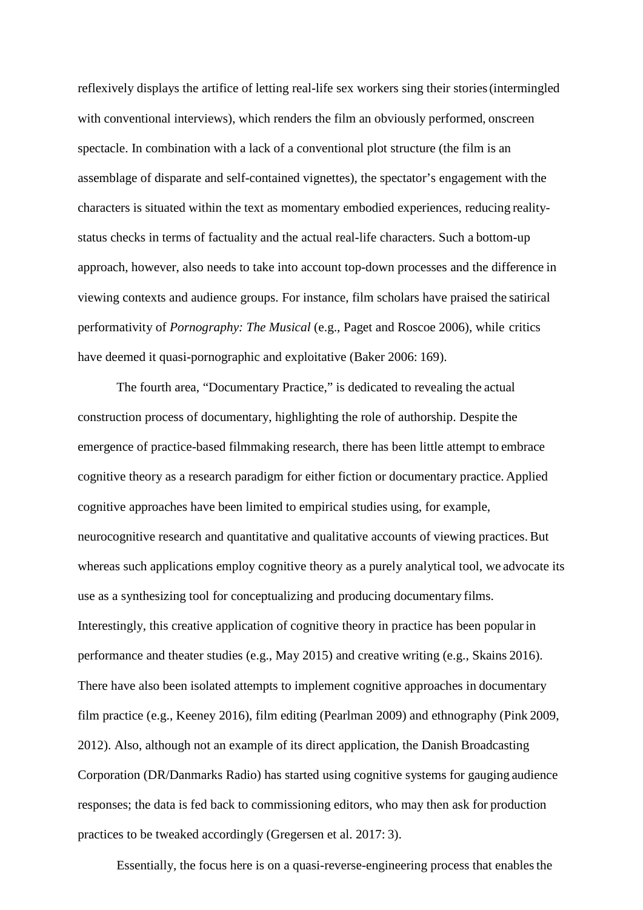reflexively displays the artifice of letting real-life sex workers sing their stories (intermingled with conventional interviews), which renders the film an obviously performed, onscreen spectacle. In combination with a lack of a conventional plot structure (the film is an assemblage of disparate and self-contained vignettes), the spectator's engagement with the characters is situated within the text as momentary embodied experiences, reducing reality-status checks in terms of factuality and the actual real-life characters. Such a bottom-up approach, however, also needs to take into account top-down processes and the difference in viewing contexts and audience groups. For instance, film scholars have praised the satirical performativity of *Pornography: The Musical* (e.g., Paget and Roscoe 2006), while critics have deemed it quasi-pornographic and exploitative (Baker 2006: 169).

The fourth area, "Documentary Practice," is dedicated to revealing the actual construction process of documentary, highlighting the role of authorship. Despite the emergence of practice-based filmmaking research, there has been little attempt to embrace cognitive theory as a research paradigm for either fiction or documentary practice. Applied cognitive approaches have been limited to empirical studies using, for example, neurocognitive research and quantitative and qualitative accounts of viewing practices. But whereas such applications employ cognitive theory as a purely analytical tool, we advocate its use as a synthesizing tool for conceptualizing and producing documentary films. Interestingly, this creative application of cognitive theory in practice has been popular in performance and theater studies (e.g., May 2015) and creative writing (e.g., Skains 2016). There have also been isolated attempts to implement cognitive approaches in documentary film practice (e.g., Keeney 2016), film editing (Pearlman 2009) and ethnography (Pink 2009, 2012). Also, although not an example of its direct application, the Danish Broadcasting Corporation (DR/Danmarks Radio) has started using cognitive systems for gauging audience responses; the data is fed back to commissioning editors, who may then ask for production practices to be tweaked accordingly (Gregersen et al. 2017: 3).

Essentially, the focus here is on a quasi-reverse-engineering process that enables the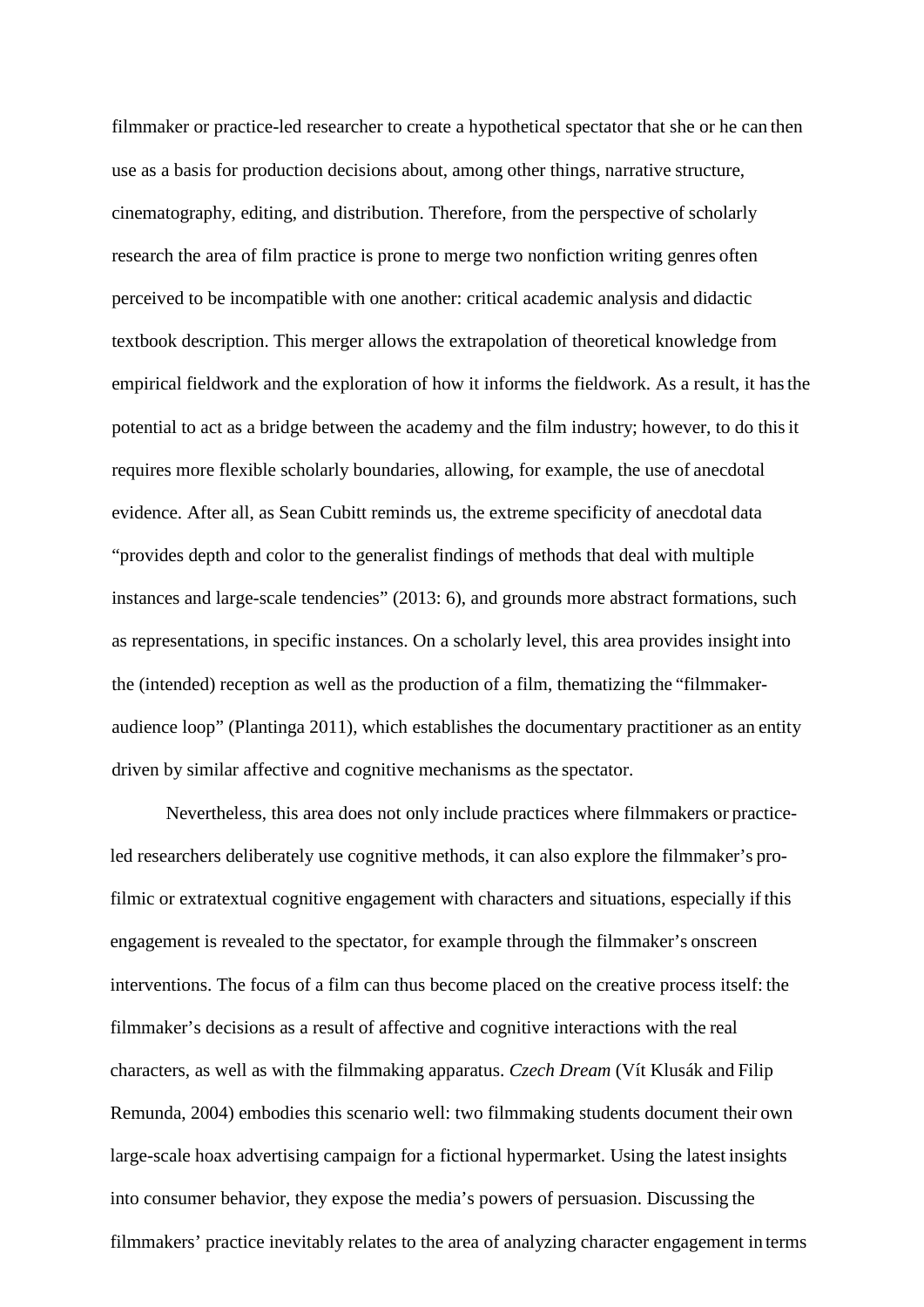filmmaker or practice-led researcher to create a hypothetical spectator that she or he can then use as a basis for production decisions about, among other things, narrative structure, cinematography, editing, and distribution. Therefore, from the perspective of scholarly research the area of film practice is prone to merge two nonfiction writing genres often perceived to be incompatible with one another: critical academic analysis and didactic textbook description. This merger allows the extrapolation of theoretical knowledge from empirical fieldwork and the exploration of how it informs the fieldwork. As a result, it has the potential to act as a bridge between the academy and the film industry; however, to do this it requires more flexible scholarly boundaries, allowing, for example, the use of anecdotal evidence. After all, as Sean Cubitt reminds us, the extreme specificity of anecdotal data "provides depth and color to the generalist findings of methods that deal with multiple instances and large-scale tendencies" (2013: 6), and grounds more abstract formations, such as representations, in specific instances. On a scholarly level, this area provides insight into the (intended) reception as well as the production of a film, thematizing the "filmmaker-audience loop" (Plantinga 2011), which establishes the documentary practitioner as an entity driven by similar affective and cognitive mechanisms as the spectator.

Nevertheless, this area does not only include practices where filmmakers or practice-led researchers deliberately use cognitive methods, it can also explore the filmmaker's pro-filmic or extratextual cognitive engagement with characters and situations, especially if this engagement is revealed to the spectator, for example through the filmmaker's onscreen interventions. The focus of a film can thus become placed on the creative process itself: the filmmaker's decisions as a result of affective and cognitive interactions with the real characters, as well as with the filmmaking apparatus. *Czech Dream* (Vít Klusák and Filip Remunda, 2004) embodies this scenario well: two filmmaking students document their own large-scale hoax advertising campaign for a fictional hypermarket. Using the latest insights into consumer behavior, they expose the media's powers of persuasion. Discussing the filmmakers' practice inevitably relates to the area of analyzing character engagement in terms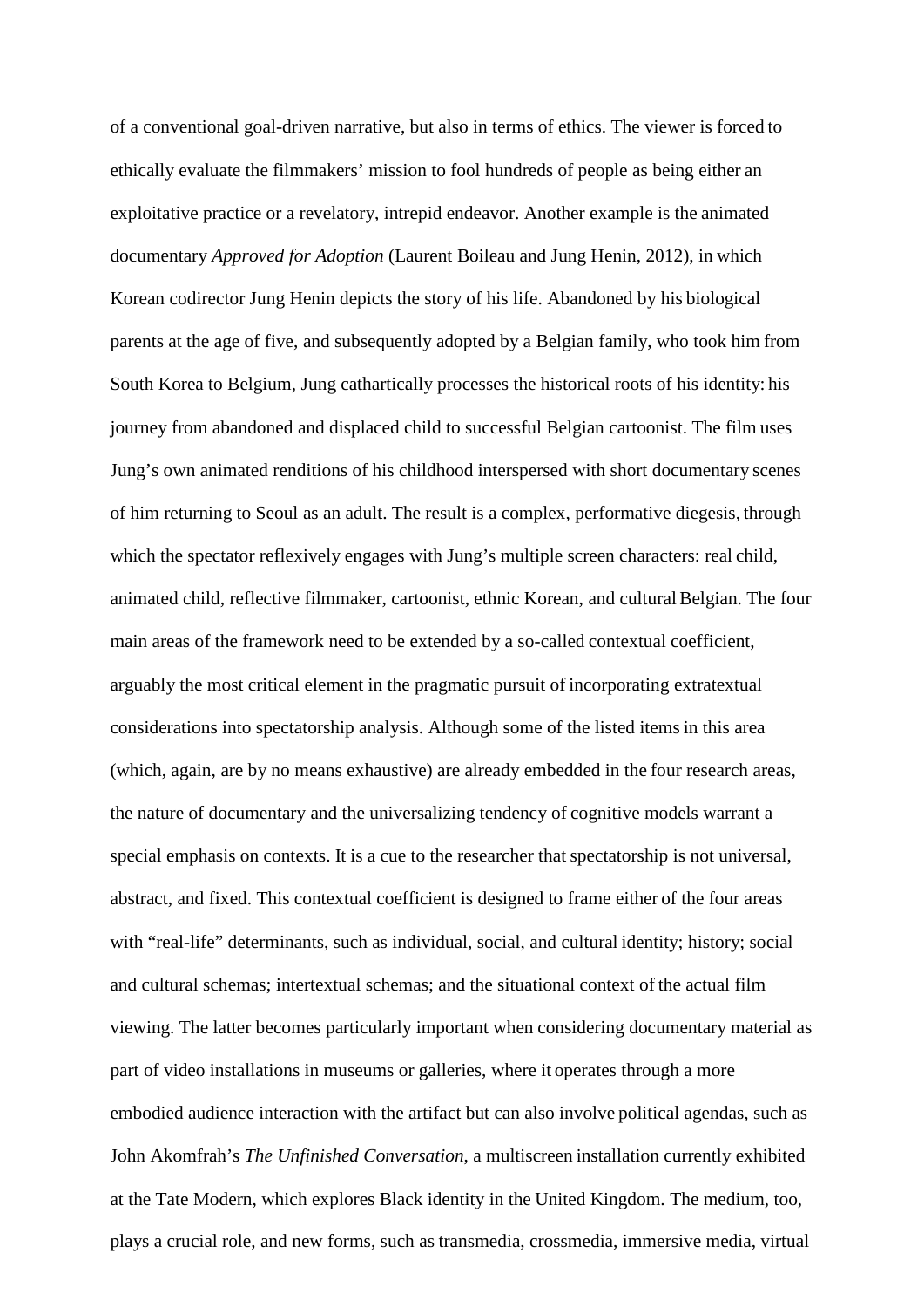of a conventional goal-driven narrative, but also in terms of ethics. The viewer is forced to ethically evaluate the filmmakers' mission to fool hundreds of people as being either an exploitative practice or a revelatory, intrepid endeavor. Another example is the animated documentary *Approved for Adoption* (Laurent Boileau and Jung Henin, 2012), in which Korean codirector Jung Henin depicts the story of his life. Abandoned by his biological parents at the age of five, and subsequently adopted by a Belgian family, who took him from South Korea to Belgium, Jung cathartically processes the historical roots of his identity: his journey from abandoned and displaced child to successful Belgian cartoonist. The film uses Jung's own animated renditions of his childhood interspersed with short documentary scenes of him returning to Seoul as an adult. The result is a complex, performative diegesis, through which the spectator reflexively engages with Jung's multiple screen characters: real child, animated child, reflective filmmaker, cartoonist, ethnic Korean, and cultural Belgian. The four main areas of the framework need to be extended by a so-called contextual coefficient, arguably the most critical element in the pragmatic pursuit of incorporating extratextual considerations into spectatorship analysis. Although some of the listed items in this area (which, again, are by no means exhaustive) are already embedded in the four research areas, the nature of documentary and the universalizing tendency of cognitive models warrant a special emphasis on contexts. It is a cue to the researcher that spectatorship is not universal, abstract, and fixed. This contextual coefficient is designed to frame either of the four areas with "real-life" determinants, such as individual, social, and cultural identity; history; social and cultural schemas; intertextual schemas; and the situational context of the actual film viewing. The latter becomes particularly important when considering documentary material as part of video installations in museums or galleries, where it operates through a more embodied audience interaction with the artifact but can also involve political agendas, such as John Akomfrah's *The Unfinished Conversation*, a multiscreen installation currently exhibited at the Tate Modern, which explores Black identity in the United Kingdom. The medium, too, plays a crucial role, and new forms, such as transmedia, crossmedia, immersive media, virtual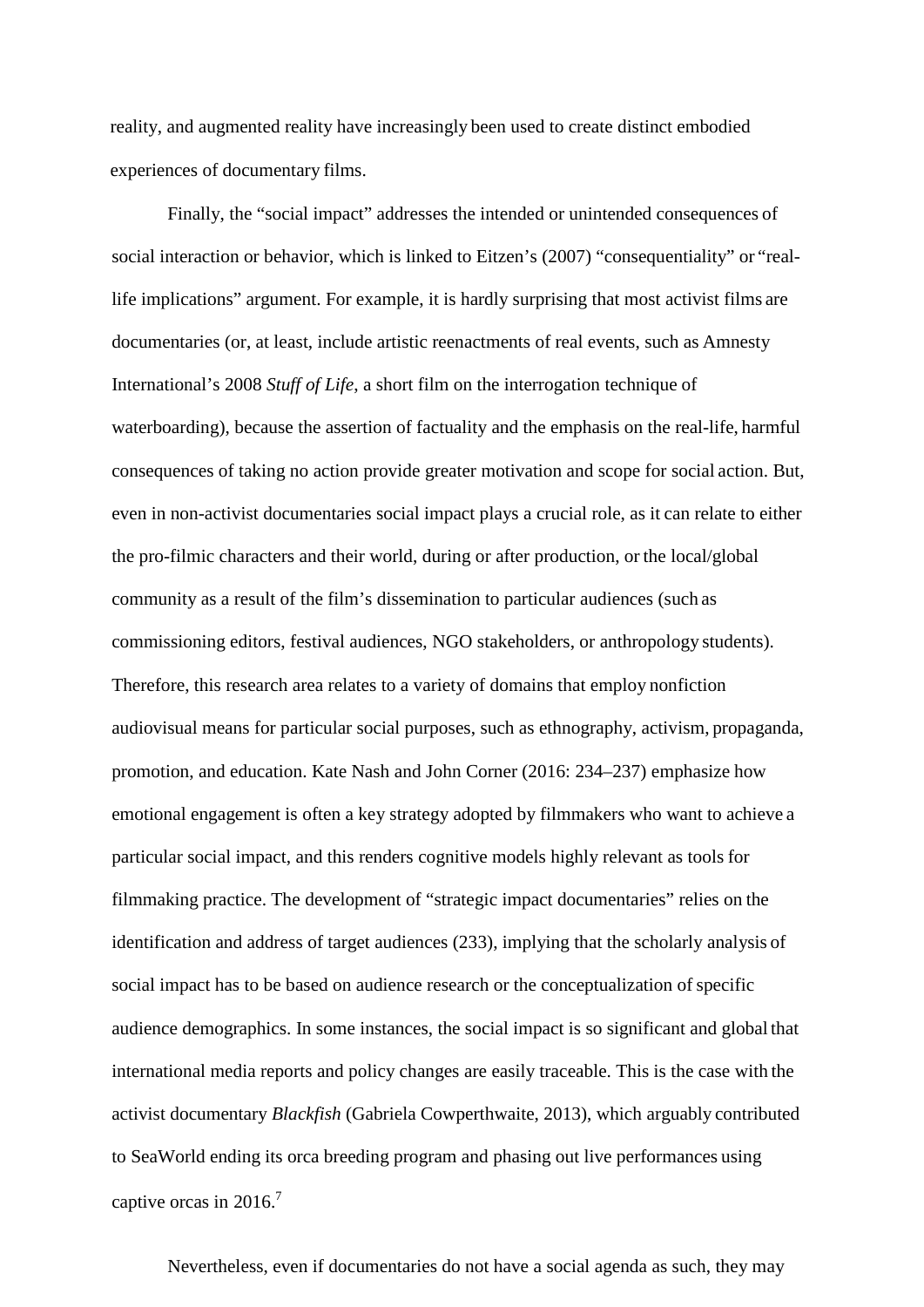reality, and augmented reality have increasingly been used to create distinct embodied experiences of documentary films.

Finally, the "social impact" addresses the intended or unintended consequences of social interaction or behavior, which is linked to Eitzen's (2007) "consequentiality" or "real-life implications" argument. For example, it is hardly surprising that most activist films are documentaries (or, at least, include artistic reenactments of real events, such as Amnesty International's 2008 *Stuff of Life,* a short film on the interrogation technique of waterboarding), because the assertion of factuality and the emphasis on the real-life, harmful consequences of taking no action provide greater motivation and scope for social action. But, even in non-activist documentaries social impact plays a crucial role, as it can relate to either the pro-filmic characters and their world, during or after production, or the local/global community as a result of the film's dissemination to particular audiences (such as commissioning editors, festival audiences, NGO stakeholders, or anthropology students). Therefore, this research area relates to a variety of domains that employ nonfiction audiovisual means for particular social purposes, such as ethnography, activism, propaganda, promotion, and education. Kate Nash and John Corner (2016: 234–237) emphasize how emotional engagement is often a key strategy adopted by filmmakers who want to achieve a particular social impact, and this renders cognitive models highly relevant as tools for filmmaking practice. The development of "strategic impact documentaries" relies on the identification and address of target audiences (233), implying that the scholarly analysis of social impact has to be based on audience research or the conceptualization of specific audience demographics. In some instances, the social impact is so significant and global that international media reports and policy changes are easily traceable. This is the case with the activist documentary *Blackfish* (Gabriela Cowperthwaite, 2013), which arguably contributed to SeaWorld ending its orca breeding program and phasing out live performances using captive orcas in 2016.[7]

Nevertheless, even if documentaries do not have a social agenda as such, they may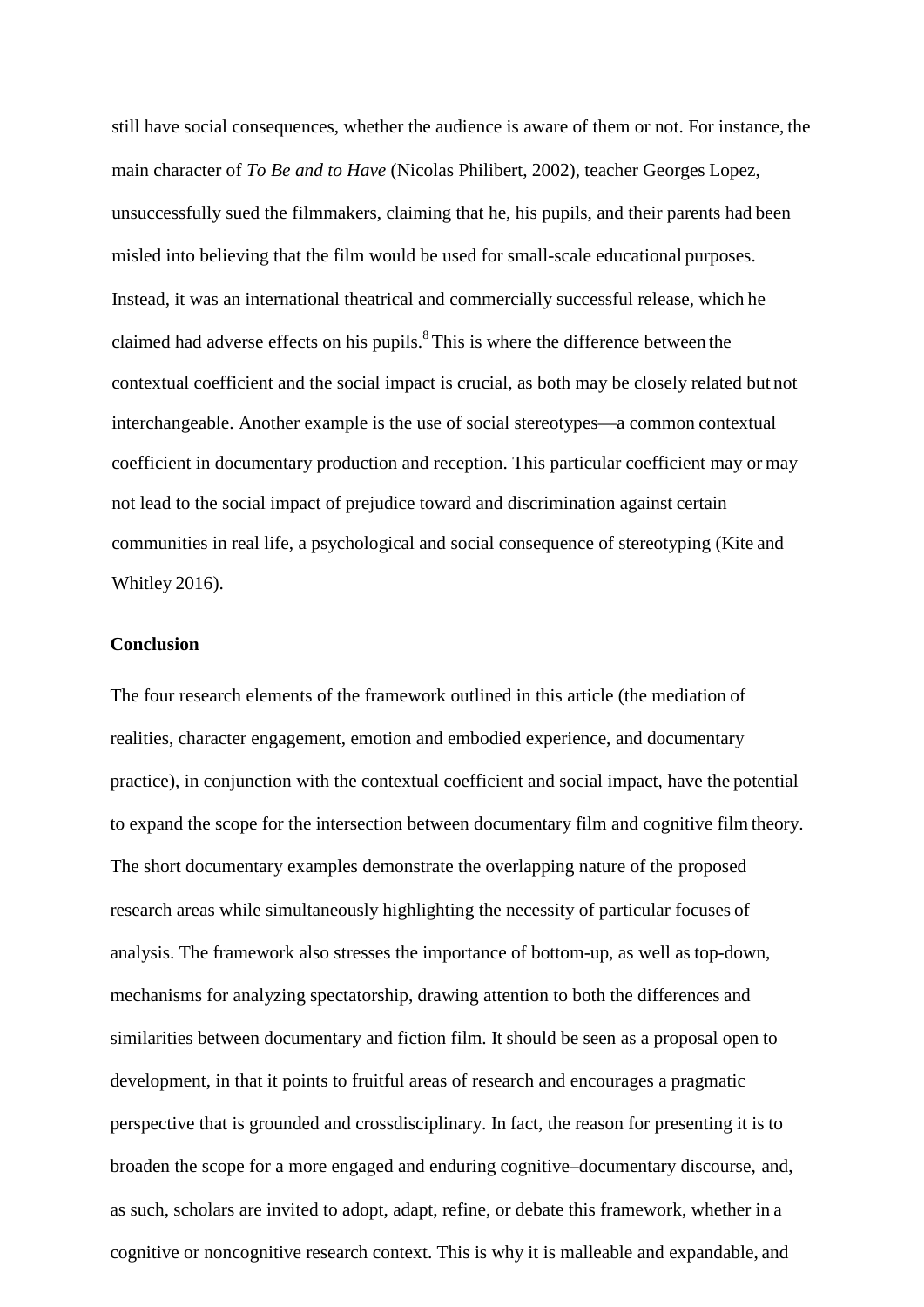still have social consequences, whether the audience is aware of them or not. For instance, the main character of *To Be and to Have* (Nicolas Philibert, 2002), teacher Georges Lopez, unsuccessfully sued the filmmakers, claiming that he, his pupils, and their parents had been misled into believing that the film would be used for small-scale educational purposes. Instead, it was an international theatrical and commercially successful release, which he claimed had adverse effects on his pupils.[8] This is where the difference between the contextual coefficient and the social impact is crucial, as both may be closely related but not interchangeable. Another example is the use of social stereotypes—a common contextual coefficient in documentary production and reception. This particular coefficient may or may not lead to the social impact of prejudice toward and discrimination against certain communities in real life, a psychological and social consequence of stereotyping (Kite and Whitley 2016).

**Conclusion**

The four research elements of the framework outlined in this article (the mediation of realities, character engagement, emotion and embodied experience, and documentary practice), in conjunction with the contextual coefficient and social impact, have the potential to expand the scope for the intersection between documentary film and cognitive film theory. The short documentary examples demonstrate the overlapping nature of the proposed research areas while simultaneously highlighting the necessity of particular focuses of analysis. The framework also stresses the importance of bottom-up, as well as top-down, mechanisms for analyzing spectatorship, drawing attention to both the differences and similarities between documentary and fiction film. It should be seen as a proposal open to development, in that it points to fruitful areas of research and encourages a pragmatic perspective that is grounded and crossdisciplinary. In fact, the reason for presenting it is to broaden the scope for a more engaged and enduring cognitive–documentary discourse, and, as such, scholars are invited to adopt, adapt, refine, or debate this framework, whether in a cognitive or noncognitive research context. This is why it is malleable and expandable, and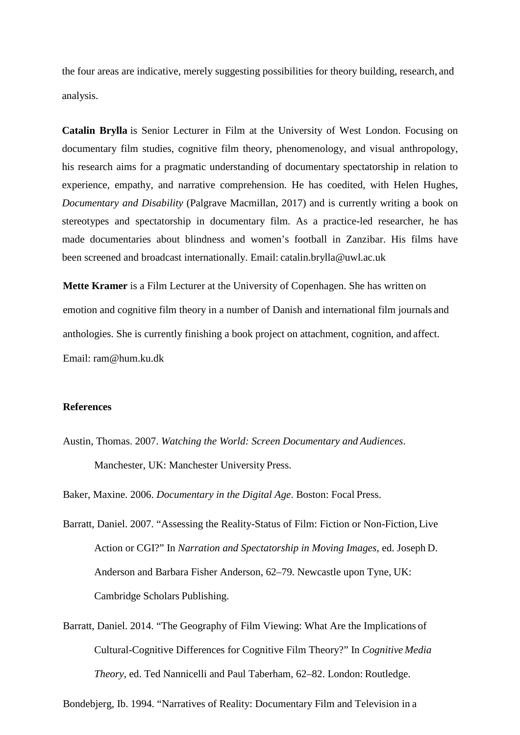the four areas are indicative, merely suggesting possibilities for theory building, research, and analysis.

**Catalin Brylla** is Senior Lecturer in Film at the University of West London. Focusing on documentary film studies, cognitive film theory, phenomenology, and visual anthropology, his research aims for a pragmatic understanding of documentary spectatorship in relation to experience, empathy, and narrative comprehension. He has coedited, with Helen Hughes, *Documentary and Disability* (Palgrave Macmillan, 2017) and is currently writing a book on stereotypes and spectatorship in documentary film. As a practice-led researcher, he has made documentaries about blindness and women's football in Zanzibar. His films have been screened and broadcast internationally. Email: catalin.brylla@uwl.ac.uk

**Mette Kramer** is a Film Lecturer at the University of Copenhagen. She has written on emotion and cognitive film theory in a number of Danish and international film journals and anthologies. She is currently finishing a book project on attachment, cognition, and affect. Email: ram@hum.ku.dk

**References**

Austin, Thomas. 2007. *Watching the World: Screen Documentary and Audiences*. Manchester, UK: Manchester University Press.

Baker, Maxine. 2006. *Documentary in the Digital Age*. Boston: Focal Press.

Barratt, Daniel. 2007. "Assessing the Reality-Status of Film: Fiction or Non-Fiction, Live Action or CGI?" In *Narration and Spectatorship in Moving Images*, ed. Joseph D. Anderson and Barbara Fisher Anderson, 62–79. Newcastle upon Tyne, UK: Cambridge Scholars Publishing.

Barratt, Daniel. 2014. "The Geography of Film Viewing: What Are the Implications of Cultural-Cognitive Differences for Cognitive Film Theory?" In *Cognitive Media Theory*, ed. Ted Nannicelli and Paul Taberham, 62–82. London: Routledge.

Bondebjerg, Ib. 1994. "Narratives of Reality: Documentary Film and Television in a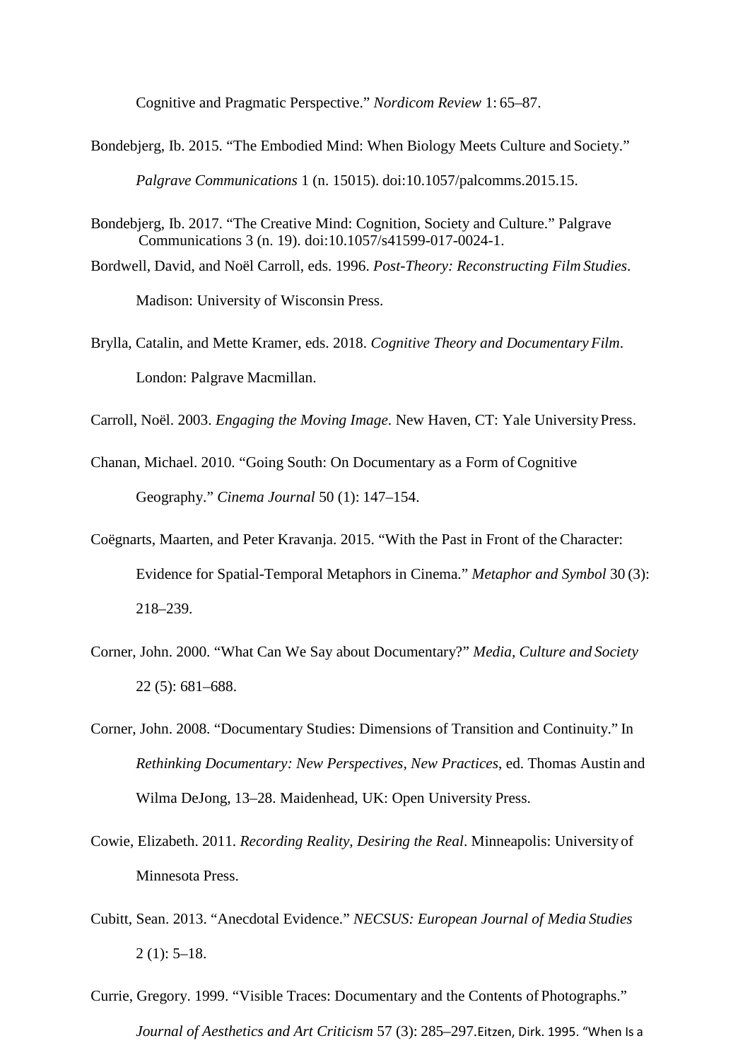Cognitive and Pragmatic Perspective." *Nordicom Review* 1: 65–87.

Bondebjerg, Ib. 2015. "The Embodied Mind: When Biology Meets Culture and Society." *Palgrave Communications* 1 (n. 15015). doi:10.1057/palcomms.2015.15.

Bondebjerg, Ib. 2017. "The Creative Mind: Cognition, Society and Culture." Palgrave Communications 3 (n. 19). doi:10.1057/s41599-017-0024-1.

Bordwell, David, and Noël Carroll, eds. 1996. *Post-Theory: Reconstructing Film Studies*. Madison: University of Wisconsin Press.

Brylla, Catalin, and Mette Kramer, eds. 2018. *Cognitive Theory and Documentary Film*. London: Palgrave Macmillan.

Carroll, Noël. 2003. *Engaging the Moving Image*. New Haven, CT: Yale University Press.

Chanan, Michael. 2010. "Going South: On Documentary as a Form of Cognitive Geography." *Cinema Journal* 50 (1): 147–154.

Coëgnarts, Maarten, and Peter Kravanja. 2015. "With the Past in Front of the Character: Evidence for Spatial-Temporal Metaphors in Cinema." *Metaphor and Symbol* 30 (3): 218–239.

Corner, John. 2000. "What Can We Say about Documentary?" *Media, Culture and Society* 22 (5): 681–688.

Corner, John. 2008. "Documentary Studies: Dimensions of Transition and Continuity." In *Rethinking Documentary: New Perspectives, New Practices*, ed. Thomas Austin and Wilma DeJong, 13–28. Maidenhead, UK: Open University Press.

Cowie, Elizabeth. 2011. *Recording Reality, Desiring the Real*. Minneapolis: University of Minnesota Press.

Cubitt, Sean. 2013. "Anecdotal Evidence." *NECSUS: European Journal of Media Studies* 2 (1): 5–18.

Currie, Gregory. 1999. "Visible Traces: Documentary and the Contents of Photographs." *Journal of Aesthetics and Art Criticism* 57 (3): 285–297.Eitzen, Dirk. 1995. "When Is a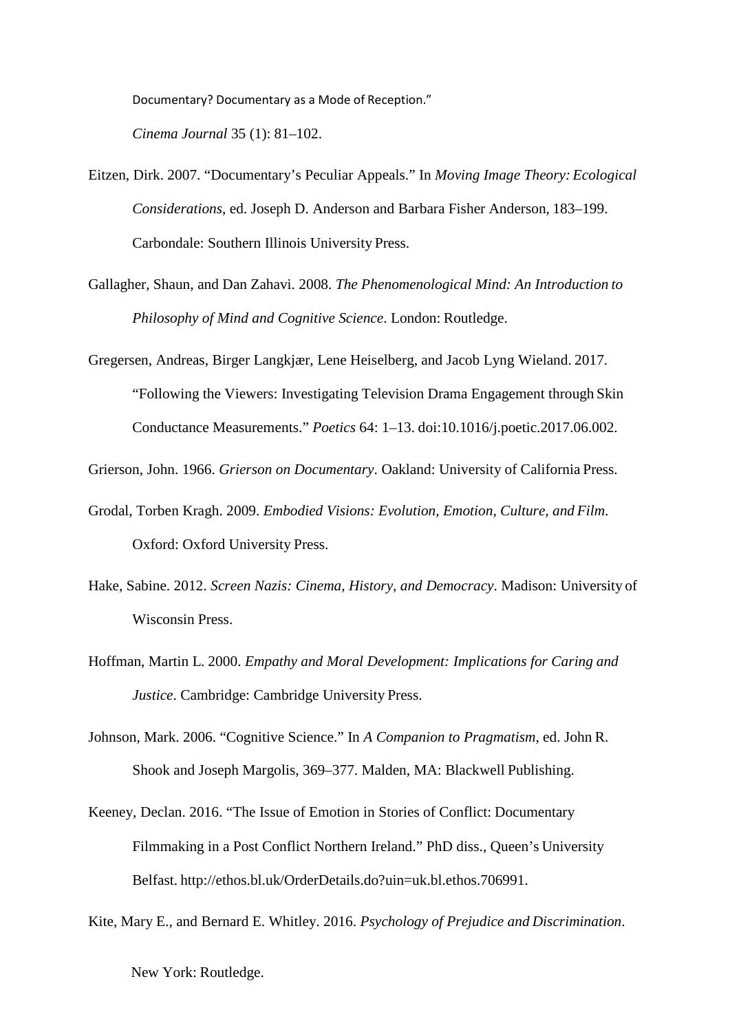Documentary? Documentary as a Mode of Reception." *Cinema Journal* 35 (1): 81–102.

Eitzen, Dirk. 2007. "Documentary's Peculiar Appeals." In *Moving Image Theory: Ecological Considerations*, ed. Joseph D. Anderson and Barbara Fisher Anderson, 183–199. Carbondale: Southern Illinois University Press.

Gallagher, Shaun, and Dan Zahavi. 2008. *The Phenomenological Mind: An Introduction to Philosophy of Mind and Cognitive Science*. London: Routledge.

Gregersen, Andreas, Birger Langkjær, Lene Heiselberg, and Jacob Lyng Wieland. 2017. "Following the Viewers: Investigating Television Drama Engagement through Skin Conductance Measurements." *Poetics* 64: 1–13. doi:10.1016/j.poetic.2017.06.002.

Grierson, John. 1966. *Grierson on Documentary*. Oakland: University of California Press.

Grodal, Torben Kragh. 2009. *Embodied Visions: Evolution, Emotion, Culture, and Film*. Oxford: Oxford University Press.

Hake, Sabine. 2012. *Screen Nazis: Cinema, History, and Democracy*. Madison: University of Wisconsin Press.

Hoffman, Martin L. 2000. *Empathy and Moral Development: Implications for Caring and Justice*. Cambridge: Cambridge University Press.

Johnson, Mark. 2006. "Cognitive Science." In *A Companion to Pragmatism*, ed. John R. Shook and Joseph Margolis, 369–377. Malden, MA: Blackwell Publishing.

Keeney, Declan. 2016. "The Issue of Emotion in Stories of Conflict: Documentary Filmmaking in a Post Conflict Northern Ireland." PhD diss., Queen's University Belfast. http://ethos.bl.uk/OrderDetails.do?uin=uk.bl.ethos.706991.

Kite, Mary E., and Bernard E. Whitley. 2016. *Psychology of Prejudice and Discrimination*. New York: Routledge.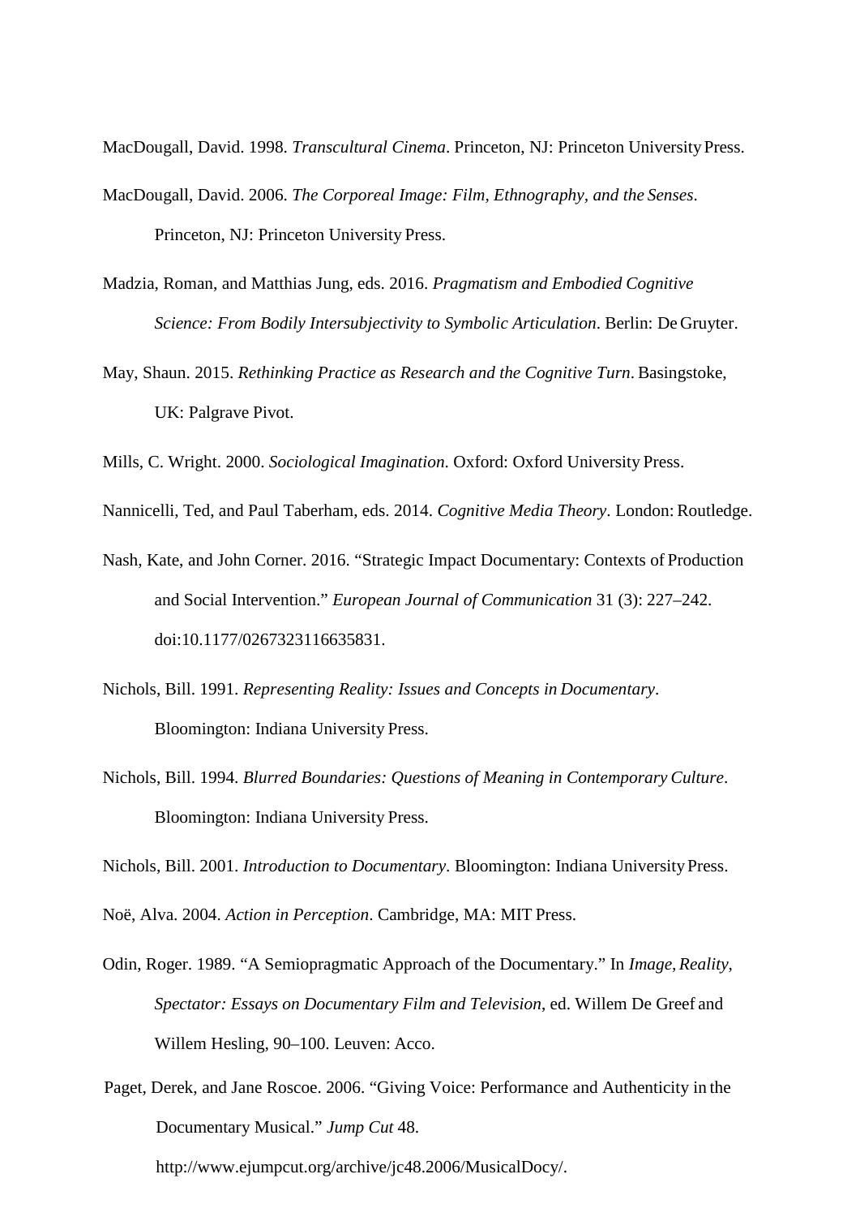MacDougall, David. 1998. *Transcultural Cinema*. Princeton, NJ: Princeton University Press.

MacDougall, David. 2006. *The Corporeal Image: Film, Ethnography, and the Senses*. Princeton, NJ: Princeton University Press.

Madzia, Roman, and Matthias Jung, eds. 2016. *Pragmatism and Embodied Cognitive Science: From Bodily Intersubjectivity to Symbolic Articulation*. Berlin: De Gruyter.

May, Shaun. 2015. *Rethinking Practice as Research and the Cognitive Turn*. Basingstoke, UK: Palgrave Pivot.

Mills, C. Wright. 2000. *Sociological Imagination*. Oxford: Oxford University Press.

Nannicelli, Ted, and Paul Taberham, eds. 2014. *Cognitive Media Theory*. London: Routledge.

Nash, Kate, and John Corner. 2016. "Strategic Impact Documentary: Contexts of Production and Social Intervention." *European Journal of Communication* 31 (3): 227–242. doi:10.1177/0267323116635831.

Nichols, Bill. 1991. *Representing Reality: Issues and Concepts in Documentary*. Bloomington: Indiana University Press.

Nichols, Bill. 1994. *Blurred Boundaries: Questions of Meaning in Contemporary Culture*. Bloomington: Indiana University Press.

Nichols, Bill. 2001. *Introduction to Documentary*. Bloomington: Indiana University Press.

Noë, Alva. 2004. *Action in Perception*. Cambridge, MA: MIT Press.

Odin, Roger. 1989. "A Semiopragmatic Approach of the Documentary." In *Image, Reality, Spectator: Essays on Documentary Film and Television*, ed. Willem De Greef and Willem Hesling, 90–100. Leuven: Acco.

Paget, Derek, and Jane Roscoe. 2006. "Giving Voice: Performance and Authenticity in the Documentary Musical." *Jump Cut* 48. http://www.ejumpcut.org/archive/jc48.2006/MusicalDocy/.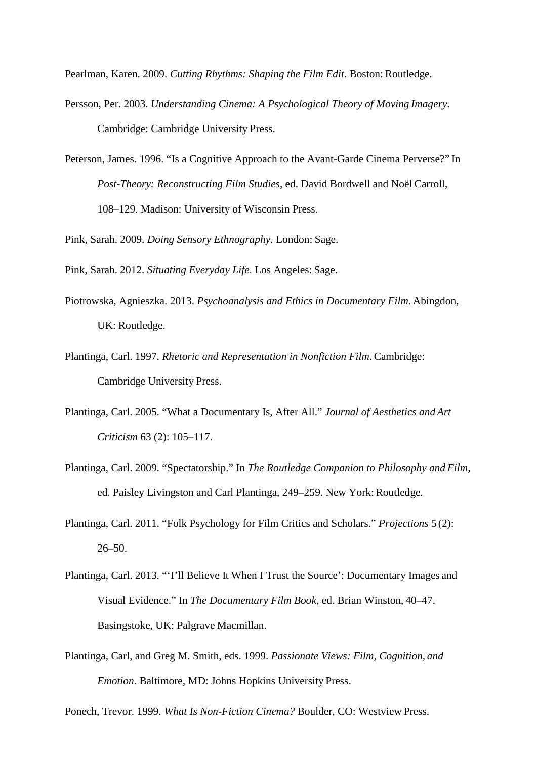Pearlman, Karen. 2009. *Cutting Rhythms: Shaping the Film Edit*. Boston: Routledge.

Persson, Per. 2003. *Understanding Cinema: A Psychological Theory of Moving Imagery*. Cambridge: Cambridge University Press.

Peterson, James. 1996. "Is a Cognitive Approach to the Avant-Garde Cinema Perverse?" In *Post-Theory: Reconstructing Film Studies*, ed. David Bordwell and Noël Carroll, 108–129. Madison: University of Wisconsin Press.

Pink, Sarah. 2009. *Doing Sensory Ethnography*. London: Sage.

Pink, Sarah. 2012. *Situating Everyday Life*. Los Angeles: Sage.

Piotrowska, Agnieszka. 2013. *Psychoanalysis and Ethics in Documentary Film*. Abingdon, UK: Routledge.

Plantinga, Carl. 1997. *Rhetoric and Representation in Nonfiction Film*. Cambridge: Cambridge University Press.

Plantinga, Carl. 2005. "What a Documentary Is, After All." *Journal of Aesthetics and Art Criticism* 63 (2): 105–117.

Plantinga, Carl. 2009. "Spectatorship." In *The Routledge Companion to Philosophy and Film*, ed. Paisley Livingston and Carl Plantinga, 249–259. New York: Routledge.

Plantinga, Carl. 2011. "Folk Psychology for Film Critics and Scholars." *Projections* 5 (2): 26–50.

Plantinga, Carl. 2013. "'I'll Believe It When I Trust the Source': Documentary Images and Visual Evidence." In *The Documentary Film Book*, ed. Brian Winston, 40–47. Basingstoke, UK: Palgrave Macmillan.

Plantinga, Carl, and Greg M. Smith, eds. 1999. *Passionate Views: Film, Cognition, and Emotion*. Baltimore, MD: Johns Hopkins University Press.

Ponech, Trevor. 1999. *What Is Non-Fiction Cinema?* Boulder, CO: Westview Press.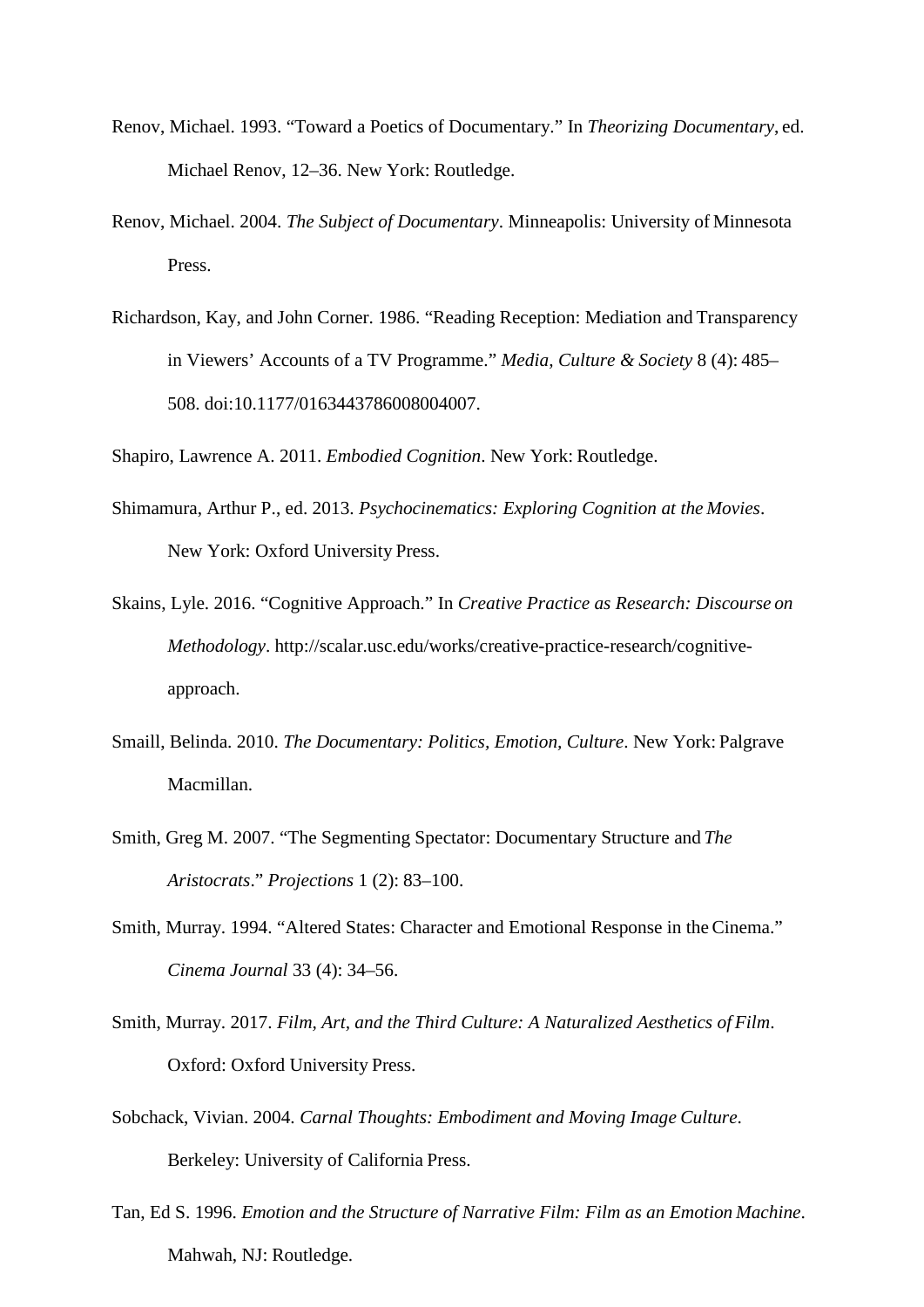Renov, Michael. 1993. “Toward a Poetics of Documentary.” In *Theorizing Documentary*, ed. Michael Renov, 12–36. New York: Routledge.

Renov, Michael. 2004. *The Subject of Documentary*. Minneapolis: University of Minnesota Press.

Richardson, Kay, and John Corner. 1986. “Reading Reception: Mediation and Transparency in Viewers’ Accounts of a TV Programme.” *Media, Culture & Society* 8 (4): 485–508. doi:10.1177/016344378600800400​7.

Shapiro, Lawrence A. 2011. *Embodied Cognition*. New York: Routledge.

Shimamura, Arthur P., ed. 2013. *Psychocinematics: Exploring Cognition at the Movies*. New York: Oxford University Press.

Skains, Lyle. 2016. “Cognitive Approach.” In *Creative Practice as Research: Discourse on Methodology*. http://scalar.usc.edu/works/creative-practice-research/cognitive-approach.

Smaill, Belinda. 2010. *The Documentary: Politics, Emotion, Culture*. New York: Palgrave Macmillan.

Smith, Greg M. 2007. “The Segmenting Spectator: Documentary Structure and *The Aristocrats*.” *Projections* 1 (2): 83–100.

Smith, Murray. 1994. “Altered States: Character and Emotional Response in the Cinema.” *Cinema Journal* 33 (4): 34–56.

Smith, Murray. 2017. *Film, Art, and the Third Culture: A Naturalized Aesthetics of Film*. Oxford: Oxford University Press.

Sobchack, Vivian. 2004. *Carnal Thoughts: Embodiment and Moving Image Culture*. Berkeley: University of California Press.

Tan, Ed S. 1996. *Emotion and the Structure of Narrative Film: Film as an Emotion Machine*. Mahwah, NJ: Routledge.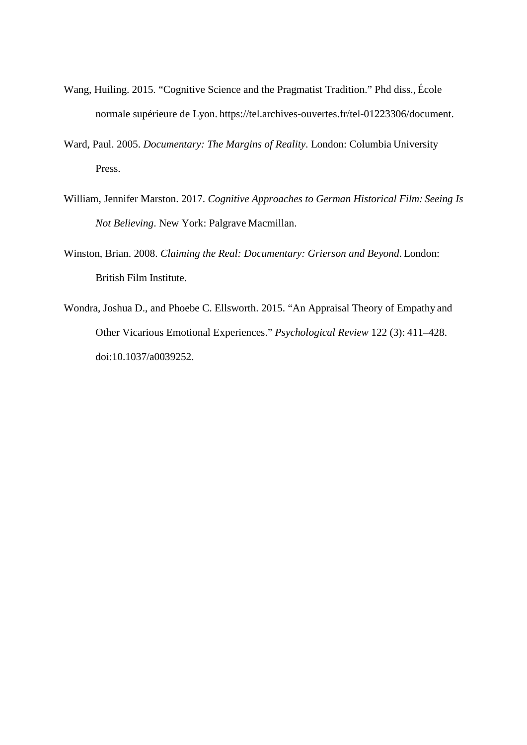Wang, Huiling. 2015. “Cognitive Science and the Pragmatist Tradition.” Phd diss., École normale supérieure de Lyon. https://tel.archives-ouvertes.fr/tel-01223306/document.

Ward, Paul. 2005. *Documentary: The Margins of Reality*. London: Columbia University Press.

William, Jennifer Marston. 2017. *Cognitive Approaches to German Historical Film: Seeing Is Not Believing*. New York: Palgrave Macmillan.

Winston, Brian. 2008. *Claiming the Real: Documentary: Grierson and Beyond*. London: British Film Institute.

Wondra, Joshua D., and Phoebe C. Ellsworth. 2015. “An Appraisal Theory of Empathy and Other Vicarious Emotional Experiences.” *Psychological Review* 122 (3): 411–428. doi:10.1037/a0039252.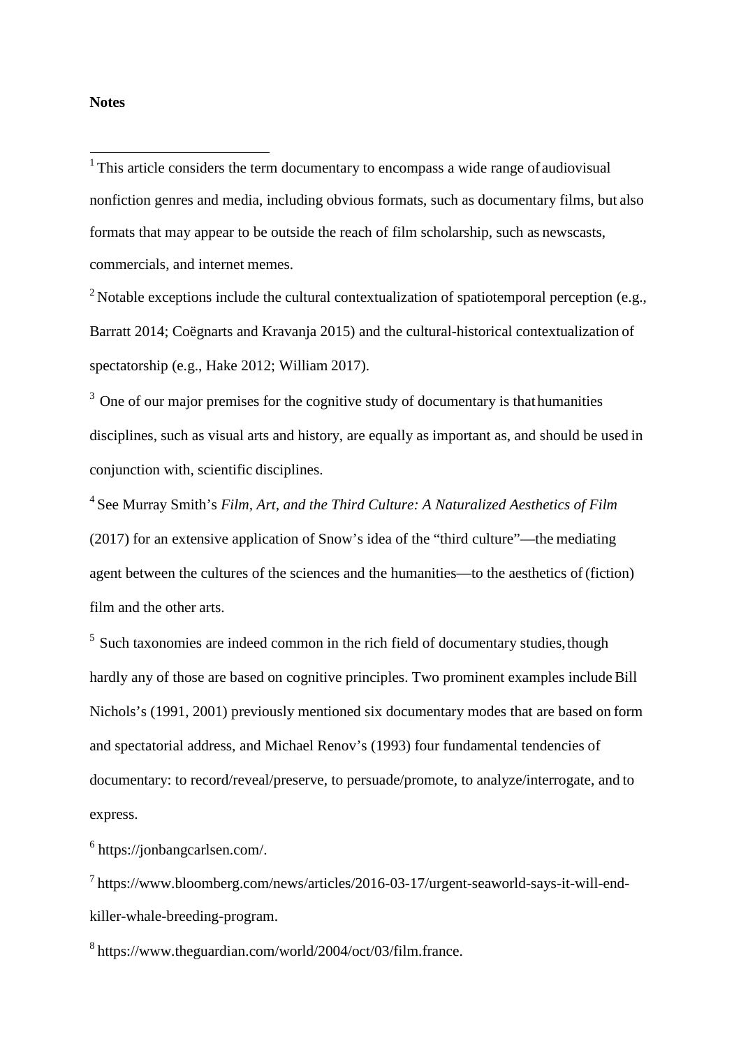**Notes**

[1] This article considers the term documentary to encompass a wide range of audiovisual nonfiction genres and media, including obvious formats, such as documentary films, but also formats that may appear to be outside the reach of film scholarship, such as newscasts, commercials, and internet memes.

[2] Notable exceptions include the cultural contextualization of spatiotemporal perception (e.g., Barratt 2014; Coëgnarts and Kravanja 2015) and the cultural-historical contextualization of spectatorship (e.g., Hake 2012; William 2017).

[3] One of our major premises for the cognitive study of documentary is that humanities disciplines, such as visual arts and history, are equally as important as, and should be used in conjunction with, scientific disciplines.

[4] See Murray Smith's *Film, Art, and the Third Culture: A Naturalized Aesthetics of Film* (2017) for an extensive application of Snow's idea of the "third culture"—the mediating agent between the cultures of the sciences and the humanities—to the aesthetics of (fiction) film and the other arts.

[5] Such taxonomies are indeed common in the rich field of documentary studies, though hardly any of those are based on cognitive principles. Two prominent examples include Bill Nichols's (1991, 2001) previously mentioned six documentary modes that are based on form and spectatorial address, and Michael Renov's (1993) four fundamental tendencies of documentary: to record/reveal/preserve, to persuade/promote, to analyze/interrogate, and to express.

[6] https://jonbangcarlsen.com/.

[7] https://www.bloomberg.com/news/articles/2016-03-17/urgent-seaworld-says-it-will-end-killer-whale-breeding-program.

[8] https://www.theguardian.com/world/2004/oct/03/film.france.